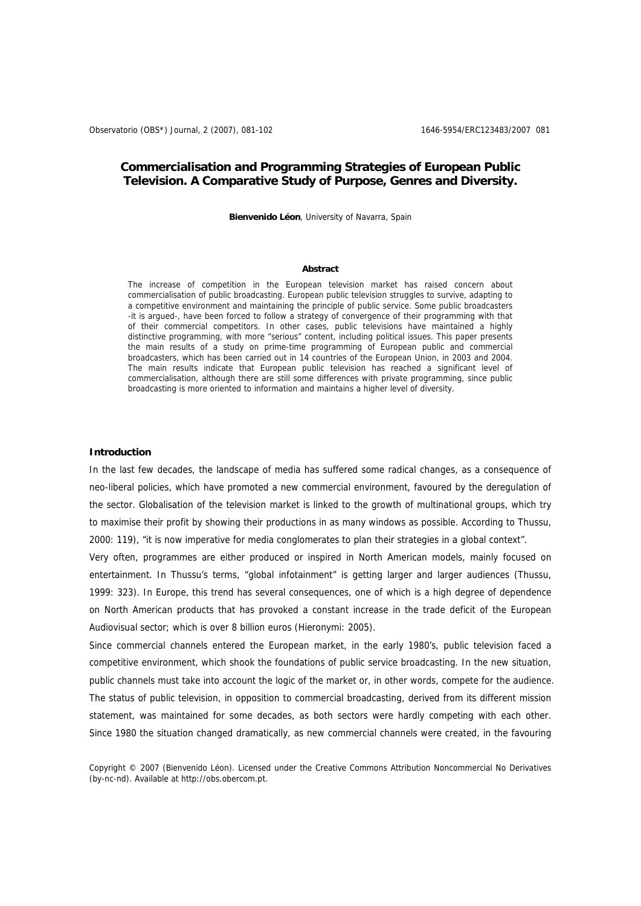# Commercialisation and Programming Strategies of European Public Television. A Comparative Study of Purpose, Genres and Diversity.

**Bienvenido Léon**, University of Navarra, Spain

**Abstract**

The increase of competition in the European television market has raised concern about commercialisation of public broadcasting. European public television struggles to survive, adapting to a competitive environment and maintaining the principle of public service. Some public broadcasters -it is argued-, have been forced to follow a strategy of convergence of their programming with that of their commercial competitors. In other cases, public televisions have maintained a highly distinctive programming, with more "serious" content, including political issues. This paper presents the main results of a study on prime-time programming of European public and commercial broadcasters, which has been carried out in 14 countries of the European Union, in 2003 and 2004. The main results indicate that European public television has reached a significant level of commercialisation, although there are still some differences with private programming, since public broadcasting is more oriented to information and maintains a higher level of diversity.

## Introduction

In the last few decades, the landscape of media has suffered some radical changes, as a consequence of neo-liberal policies, which have promoted a new commercial environment, favoured by the deregulation of the sector. Globalisation of the television market is linked to the growth of multinational groups, which try to maximise their profit by showing their productions in as many windows as possible. According to Thussu, 2000: 119), "it is now imperative for media conglomerates to plan their strategies in a global context".

Very often, programmes are either produced or inspired in North American models, mainly focused on entertainment. In Thussu's terms, "global infotainment" is getting larger and larger audiences (Thussu, 1999: 323). In Europe, this trend has several consequences, one of which is a high degree of dependence on North American products that has provoked a constant increase in the trade deficit of the European Audiovisual sector; which is over 8 billion euros (Hieronymi: 2005).

Since commercial channels entered the European market, in the early 1980's, public television faced a competitive environment, which shook the foundations of public service broadcasting. In the new situation, public channels must take into account the logic of the market or, in other words, compete for the audience. The status of public television, in opposition to commercial broadcasting, derived from its different mission statement, was maintained for some decades, as both sectors were hardly competing with each other. Since 1980 the situation changed dramatically, as new commercial channels were created, in the favouring

Copyright © 2007 (Bienvenido Léon). Licensed under the Creative Commons Attribution Noncommercial No Derivatives (by-nc-nd). Available at http://obs.obercom.pt.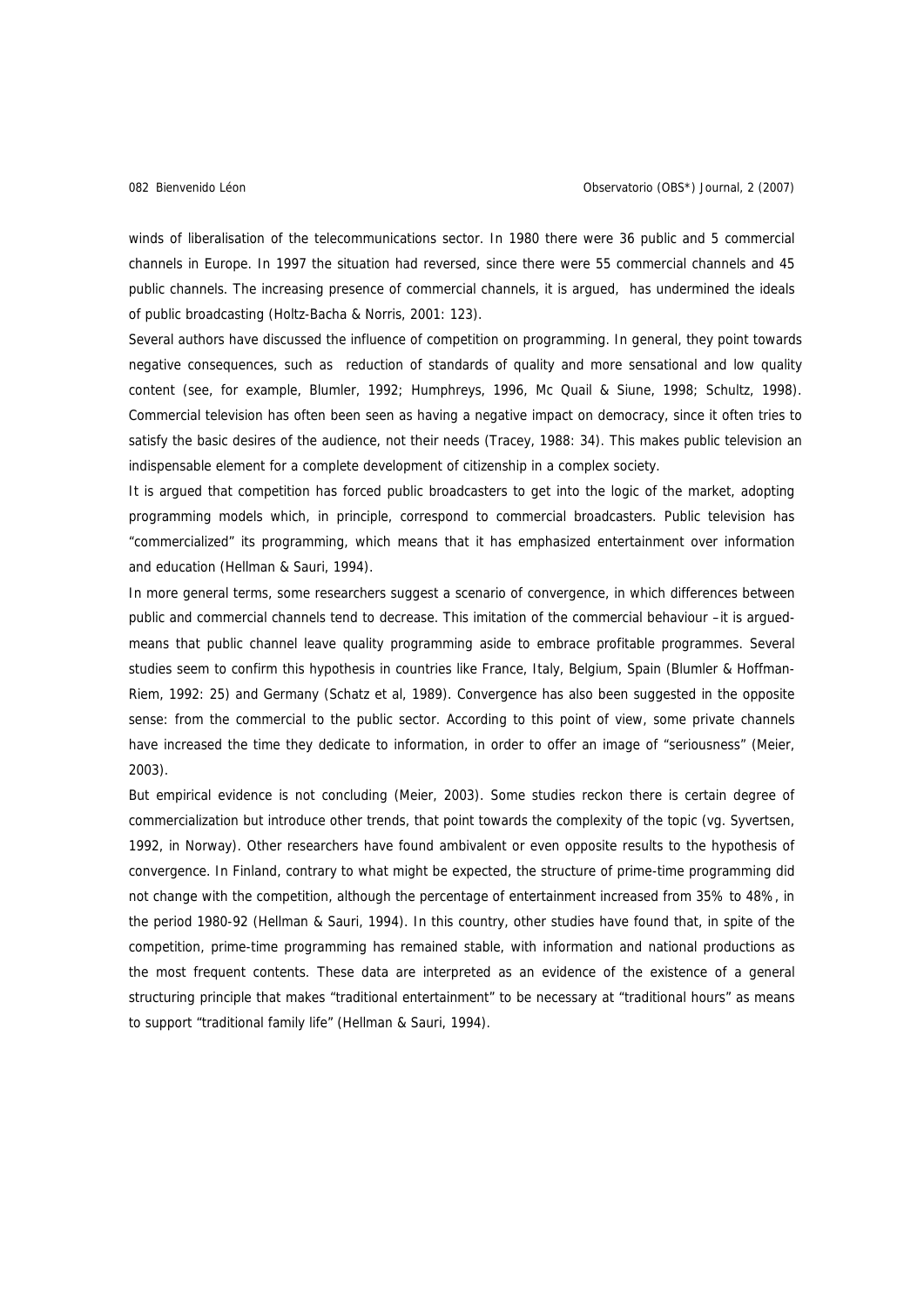winds of liberalisation of the telecommunications sector. In 1980 there were 36 public and 5 commercial channels in Europe. In 1997 the situation had reversed, since there were 55 commercial channels and 45 public channels. The increasing presence of commercial channels, it is argued, has undermined the ideals of public broadcasting (Holtz-Bacha & Norris, 2001: 123).

Several authors have discussed the influence of competition on programming. In general, they point towards negative consequences, such as reduction of standards of quality and more sensational and low quality content (see, for example, Blumler, 1992; Humphreys, 1996, Mc Quail & Siune, 1998; Schultz, 1998). Commercial television has often been seen as having a negative impact on democracy, since it often tries to satisfy the basic desires of the audience, not their needs (Tracey, 1988: 34). This makes public television an indispensable element for a complete development of citizenship in a complex society.

It is argued that competition has forced public broadcasters to get into the logic of the market, adopting programming models which, in principle, correspond to commercial broadcasters. Public television has "commercialized" its programming, which means that it has emphasized entertainment over information and education (Hellman & Sauri, 1994).

In more general terms, some researchers suggest a scenario of convergence, in which differences between public and commercial channels tend to decrease. This imitation of the commercial behaviour –it is argued- means that public channel leave quality programming aside to embrace profitable programmes. Several studies seem to confirm this hypothesis in countries like France, Italy, Belgium, Spain (Blumler & Hoffman-Riem, 1992: 25) and Germany (Schatz et al, 1989). Convergence has also been suggested in the opposite sense: from the commercial to the public sector. According to this point of view, some private channels have increased the time they dedicate to information, in order to offer an image of "seriousness" (Meier, 2003).

But empirical evidence is not concluding (Meier, 2003). Some studies reckon there is certain degree of commercialization but introduce other trends, that point towards the complexity of the topic (vg. Syvertsen, 1992, in Norway). Other researchers have found ambivalent or even opposite results to the hypothesis of convergence. In Finland, contrary to what might be expected, the structure of prime-time programming did not change with the competition, although the percentage of entertainment increased from 35% to 48%, in the period 1980-92 (Hellman & Sauri, 1994). In this country, other studies have found that, in spite of the competition, prime-time programming has remained stable, with information and national productions as the most frequent contents. These data are interpreted as an evidence of the existence of a general structuring principle that makes "traditional entertainment" to be necessary at "traditional hours" as means to support "traditional family life" (Hellman & Sauri, 1994).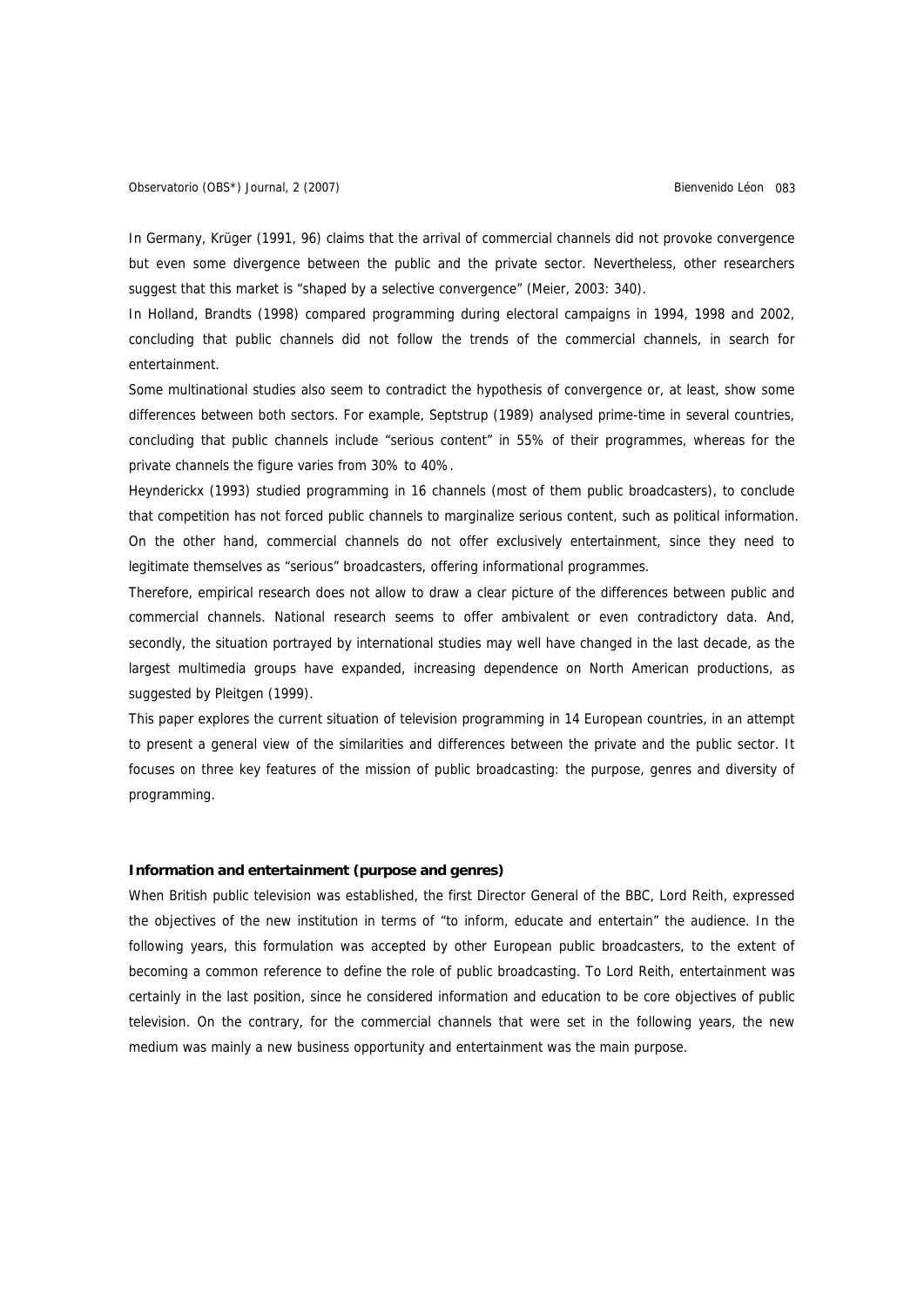In Germany, Krüger (1991, 96) claims that the arrival of commercial channels did not provoke convergence but even some divergence between the public and the private sector. Nevertheless, other researchers suggest that this market is "shaped by a selective convergence" (Meier, 2003: 340).

In Holland, Brandts (1998) compared programming during electoral campaigns in 1994, 1998 and 2002, concluding that public channels did not follow the trends of the commercial channels, in search for entertainment.

Some multinational studies also seem to contradict the hypothesis of convergence or, at least, show some differences between both sectors. For example, Septstrup (1989) analysed prime-time in several countries, concluding that public channels include "serious content" in 55% of their programmes, whereas for the private channels the figure varies from 30% to 40%.

Heynderickx (1993) studied programming in 16 channels (most of them public broadcasters), to conclude that competition has not forced public channels to marginalize serious content, such as political information. On the other hand, commercial channels do not offer exclusively entertainment, since they need to legitimate themselves as "serious" broadcasters, offering informational programmes.

Therefore, empirical research does not allow to draw a clear picture of the differences between public and commercial channels. National research seems to offer ambivalent or even contradictory data. And, secondly, the situation portrayed by international studies may well have changed in the last decade, as the largest multimedia groups have expanded, increasing dependence on North American productions, as suggested by Pleitgen (1999).

This paper explores the current situation of television programming in 14 European countries, in an attempt to present a general view of the similarities and differences between the private and the public sector. It focuses on three key features of the mission of public broadcasting: the purpose, genres and diversity of programming.

## Information and entertainment (purpose and genres)

When British public television was established, the first Director General of the BBC, Lord Reith, expressed the objectives of the new institution in terms of "to inform, educate and entertain" the audience. In the following years, this formulation was accepted by other European public broadcasters, to the extent of becoming a common reference to define the role of public broadcasting. To Lord Reith, entertainment was certainly in the last position, since he considered information and education to be core objectives of public television. On the contrary, for the commercial channels that were set in the following years, the new medium was mainly a new business opportunity and entertainment was the main purpose.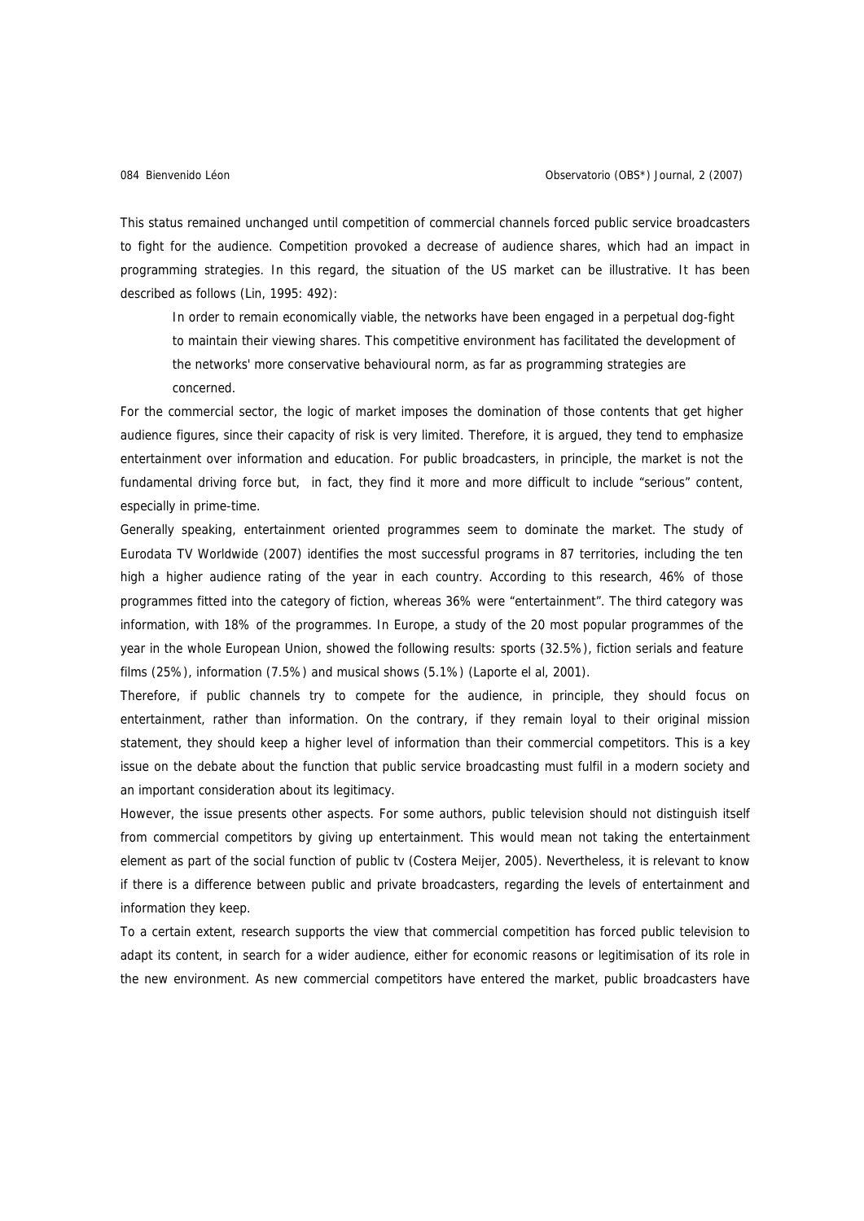This status remained unchanged until competition of commercial channels forced public service broadcasters to fight for the audience. Competition provoked a decrease of audience shares, which had an impact in programming strategies. In this regard, the situation of the US market can be illustrative. It has been described as follows (Lin, 1995: 492):

> In order to remain economically viable, the networks have been engaged in a perpetual dog-fight to maintain their viewing shares. This competitive environment has facilitated the development of the networks' more conservative behavioural norm, as far as programming strategies are concerned.

For the commercial sector, the logic of market imposes the domination of those contents that get higher audience figures, since their capacity of risk is very limited. Therefore, it is argued, they tend to emphasize entertainment over information and education. For public broadcasters, in principle, the market is not the fundamental driving force but, in fact, they find it more and more difficult to include "serious" content, especially in prime-time.

Generally speaking, entertainment oriented programmes seem to dominate the market. The study of Eurodata TV Worldwide (2007) identifies the most successful programs in 87 territories, including the ten high a higher audience rating of the year in each country. According to this research, 46% of those programmes fitted into the category of fiction, whereas 36% were "entertainment". The third category was information, with 18% of the programmes. In Europe, a study of the 20 most popular programmes of the year in the whole European Union, showed the following results: sports (32.5%), fiction serials and feature films (25%), information (7.5%) and musical shows (5.1%) (Laporte el al, 2001).

Therefore, if public channels try to compete for the audience, in principle, they should focus on entertainment, rather than information. On the contrary, if they remain loyal to their original mission statement, they should keep a higher level of information than their commercial competitors. This is a key issue on the debate about the function that public service broadcasting must fulfil in a modern society and an important consideration about its legitimacy.

However, the issue presents other aspects. For some authors, public television should not distinguish itself from commercial competitors by giving up entertainment. This would mean not taking the entertainment element as part of the social function of public tv (Costera Meijer, 2005). Nevertheless, it is relevant to know if there is a difference between public and private broadcasters, regarding the levels of entertainment and information they keep.

To a certain extent, research supports the view that commercial competition has forced public television to adapt its content, in search for a wider audience, either for economic reasons or legitimisation of its role in the new environment. As new commercial competitors have entered the market, public broadcasters have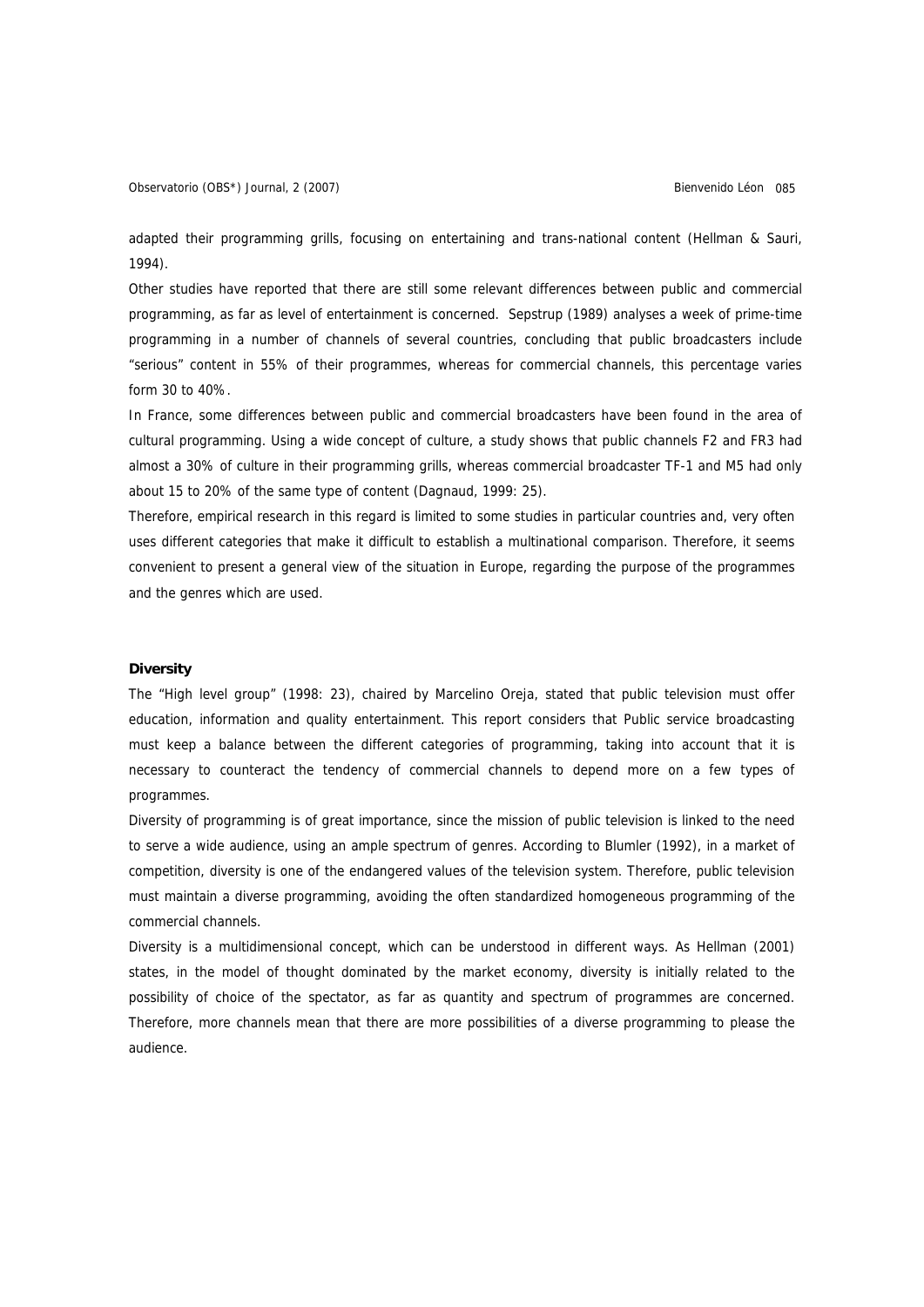adapted their programming grills, focusing on entertaining and trans-national content (Hellman & Sauri, 1994).

Other studies have reported that there are still some relevant differences between public and commercial programming, as far as level of entertainment is concerned. Sepstrup (1989) analyses a week of prime-time programming in a number of channels of several countries, concluding that public broadcasters include "serious" content in 55% of their programmes, whereas for commercial channels, this percentage varies form 30 to 40%.

In France, some differences between public and commercial broadcasters have been found in the area of cultural programming. Using a wide concept of culture, a study shows that public channels F2 and FR3 had almost a 30% of culture in their programming grills, whereas commercial broadcaster TF-1 and M5 had only about 15 to 20% of the same type of content (Dagnaud, 1999: 25).

Therefore, empirical research in this regard is limited to some studies in particular countries and, very often uses different categories that make it difficult to establish a multinational comparison. Therefore, it seems convenient to present a general view of the situation in Europe, regarding the purpose of the programmes and the genres which are used.

**Diversity**

The "High level group" (1998: 23), chaired by Marcelino Oreja, stated that public television must offer education, information and quality entertainment. This report considers that Public service broadcasting must keep a balance between the different categories of programming, taking into account that it is necessary to counteract the tendency of commercial channels to depend more on a few types of programmes.

Diversity of programming is of great importance, since the mission of public television is linked to the need to serve a wide audience, using an ample spectrum of genres. According to Blumler (1992), in a market of competition, diversity is one of the endangered values of the television system. Therefore, public television must maintain a diverse programming, avoiding the often standardized homogeneous programming of the commercial channels.

Diversity is a multidimensional concept, which can be understood in different ways. As Hellman (2001) states, in the model of thought dominated by the market economy, diversity is initially related to the possibility of choice of the spectator, as far as quantity and spectrum of programmes are concerned. Therefore, more channels mean that there are more possibilities of a diverse programming to please the audience.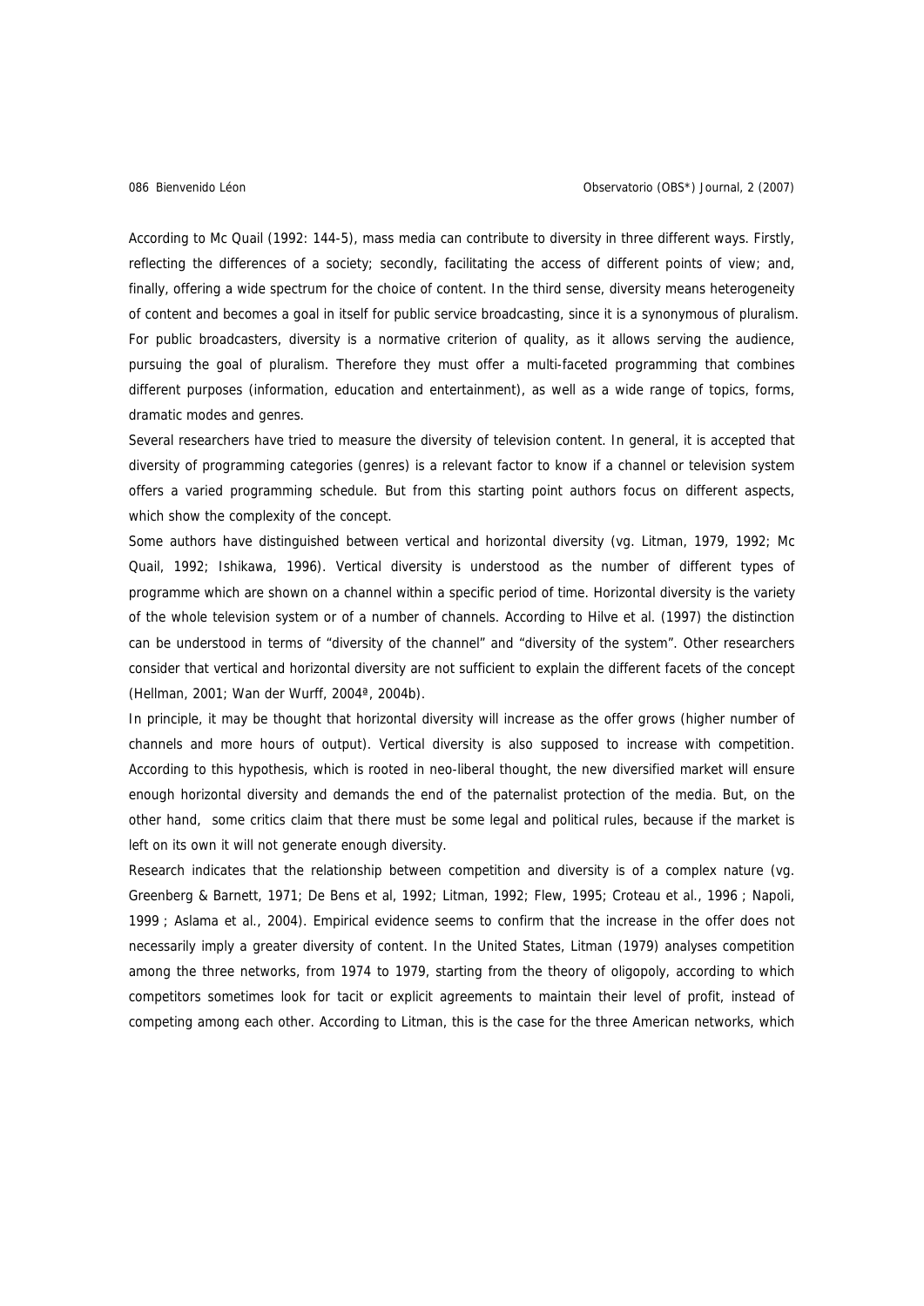According to Mc Quail (1992: 144-5), mass media can contribute to diversity in three different ways. Firstly, reflecting the differences of a society; secondly, facilitating the access of different points of view; and, finally, offering a wide spectrum for the choice of content. In the third sense, diversity means heterogeneity of content and becomes a goal in itself for public service broadcasting, since it is a synonymous of pluralism. For public broadcasters, diversity is a normative criterion of quality, as it allows serving the audience, pursuing the goal of pluralism. Therefore they must offer a multi-faceted programming that combines different purposes (information, education and entertainment), as well as a wide range of topics, forms, dramatic modes and genres.

Several researchers have tried to measure the diversity of television content. In general, it is accepted that diversity of programming categories (genres) is a relevant factor to know if a channel or television system offers a varied programming schedule. But from this starting point authors focus on different aspects, which show the complexity of the concept.

Some authors have distinguished between vertical and horizontal diversity (vg. Litman, 1979, 1992; Mc Quail, 1992; Ishikawa, 1996). Vertical diversity is understood as the number of different types of programme which are shown on a channel within a specific period of time. Horizontal diversity is the variety of the whole television system or of a number of channels. According to Hilve et al. (1997) the distinction can be understood in terms of "diversity of the channel" and "diversity of the system". Other researchers consider that vertical and horizontal diversity are not sufficient to explain the different facets of the concept (Hellman, 2001; Wan der Wurff, 2004ª, 2004b).

In principle, it may be thought that horizontal diversity will increase as the offer grows (higher number of channels and more hours of output). Vertical diversity is also supposed to increase with competition. According to this hypothesis, which is rooted in neo-liberal thought, the new diversified market will ensure enough horizontal diversity and demands the end of the paternalist protection of the media. But, on the other hand, some critics claim that there must be some legal and political rules, because if the market is left on its own it will not generate enough diversity.

Research indicates that the relationship between competition and diversity is of a complex nature (vg. Greenberg & Barnett, 1971; De Bens et al, 1992; Litman, 1992; Flew, 1995; Croteau et al., 1996 ; Napoli, 1999 ; Aslama et al., 2004). Empirical evidence seems to confirm that the increase in the offer does not necessarily imply a greater diversity of content. In the United States, Litman (1979) analyses competition among the three networks, from 1974 to 1979, starting from the theory of oligopoly, according to which competitors sometimes look for tacit or explicit agreements to maintain their level of profit, instead of competing among each other. According to Litman, this is the case for the three American networks, which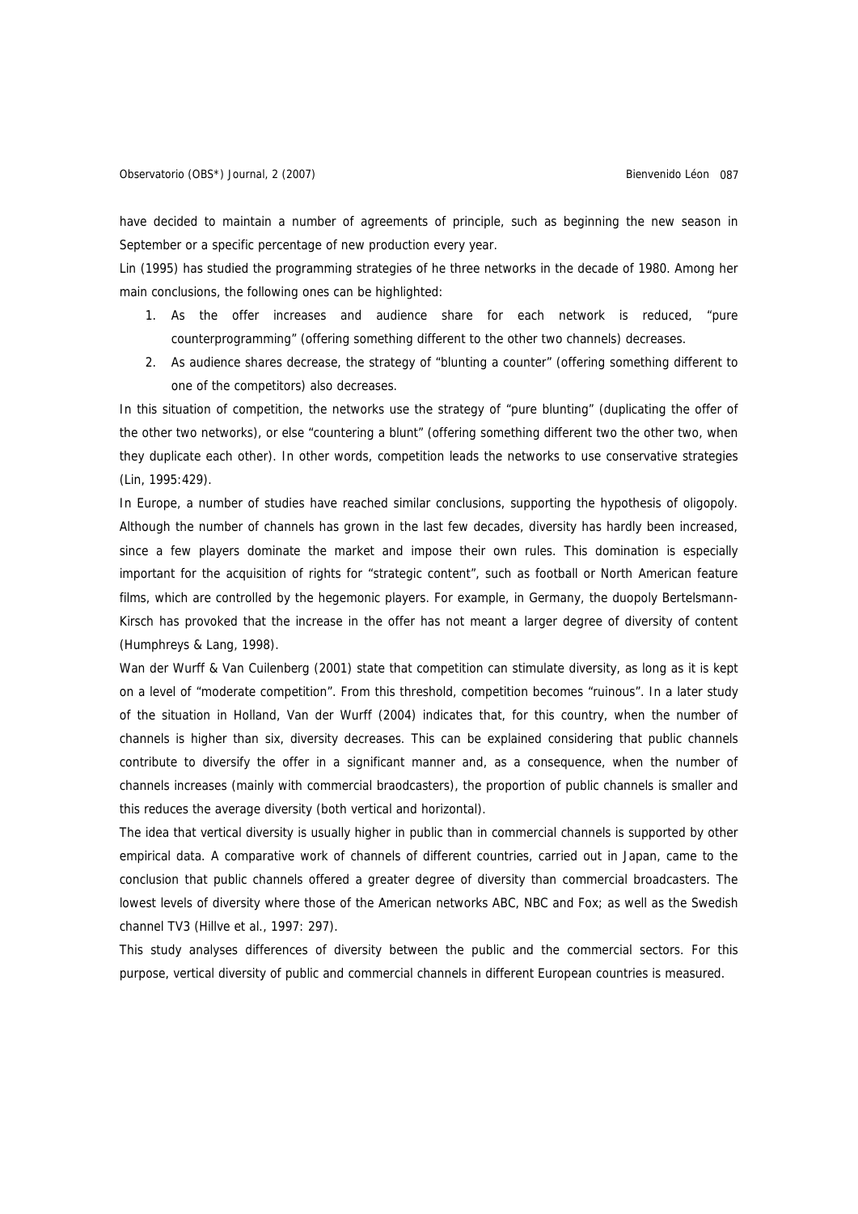have decided to maintain a number of agreements of principle, such as beginning the new season in September or a specific percentage of new production every year.

Lin (1995) has studied the programming strategies of he three networks in the decade of 1980. Among her main conclusions, the following ones can be highlighted:

1. As the offer increases and audience share for each network is reduced, "pure counterprogramming" (offering something different to the other two channels) decreases.
2. As audience shares decrease, the strategy of "blunting a counter" (offering something different to one of the competitors) also decreases.

In this situation of competition, the networks use the strategy of "pure blunting" (duplicating the offer of the other two networks), or else "countering a blunt" (offering something different two the other two, when they duplicate each other). In other words, competition leads the networks to use conservative strategies (Lin, 1995:429).

In Europe, a number of studies have reached similar conclusions, supporting the hypothesis of oligopoly. Although the number of channels has grown in the last few decades, diversity has hardly been increased, since a few players dominate the market and impose their own rules. This domination is especially important for the acquisition of rights for "strategic content", such as football or North American feature films, which are controlled by the hegemonic players. For example, in Germany, the duopoly Bertelsmann-Kirsch has provoked that the increase in the offer has not meant a larger degree of diversity of content (Humphreys & Lang, 1998).

Wan der Wurff & Van Cuilenberg (2001) state that competition can stimulate diversity, as long as it is kept on a level of "moderate competition". From this threshold, competition becomes "ruinous". In a later study of the situation in Holland, Van der Wurff (2004) indicates that, for this country, when the number of channels is higher than six, diversity decreases. This can be explained considering that public channels contribute to diversify the offer in a significant manner and, as a consequence, when the number of channels increases (mainly with commercial braodcasters), the proportion of public channels is smaller and this reduces the average diversity (both vertical and horizontal).

The idea that vertical diversity is usually higher in public than in commercial channels is supported by other empirical data. A comparative work of channels of different countries, carried out in Japan, came to the conclusion that public channels offered a greater degree of diversity than commercial broadcasters. The lowest levels of diversity where those of the American networks ABC, NBC and Fox; as well as the Swedish channel TV3 (Hillve et al., 1997: 297).

This study analyses differences of diversity between the public and the commercial sectors. For this purpose, vertical diversity of public and commercial channels in different European countries is measured.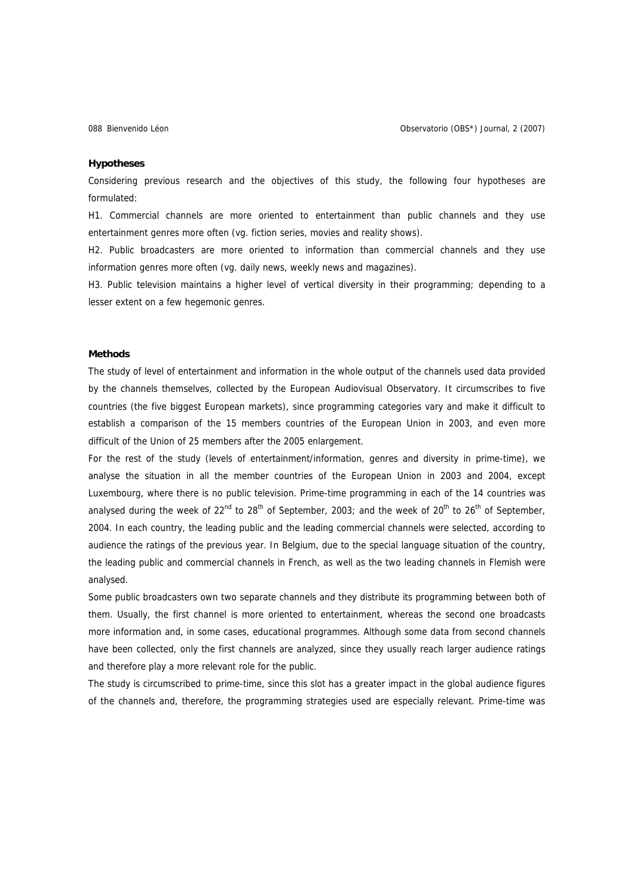**Hypotheses**

Considering previous research and the objectives of this study, the following four hypotheses are formulated:

H1. Commercial channels are more oriented to entertainment than public channels and they use entertainment genres more often (vg. fiction series, movies and reality shows).

H2. Public broadcasters are more oriented to information than commercial channels and they use information genres more often (vg. daily news, weekly news and magazines).

H3. Public television maintains a higher level of vertical diversity in their programming; depending to a lesser extent on a few hegemonic genres.

**Methods**

The study of level of entertainment and information in the whole output of the channels used data provided by the channels themselves, collected by the European Audiovisual Observatory. It circumscribes to five countries (the five biggest European markets), since programming categories vary and make it difficult to establish a comparison of the 15 members countries of the European Union in 2003, and even more difficult of the Union of 25 members after the 2005 enlargement.

For the rest of the study (levels of entertainment/information, genres and diversity in prime-time), we analyse the situation in all the member countries of the European Union in 2003 and 2004, except Luxembourg, where there is no public television. Prime-time programming in each of the 14 countries was analysed during the week of 22nd to 28th of September, 2003; and the week of 20th to 26th of September, 2004. In each country, the leading public and the leading commercial channels were selected, according to audience the ratings of the previous year. In Belgium, due to the special language situation of the country, the leading public and commercial channels in French, as well as the two leading channels in Flemish were analysed.

Some public broadcasters own two separate channels and they distribute its programming between both of them. Usually, the first channel is more oriented to entertainment, whereas the second one broadcasts more information and, in some cases, educational programmes. Although some data from second channels have been collected, only the first channels are analyzed, since they usually reach larger audience ratings and therefore play a more relevant role for the public.

The study is circumscribed to prime-time, since this slot has a greater impact in the global audience figures of the channels and, therefore, the programming strategies used are especially relevant. Prime-time was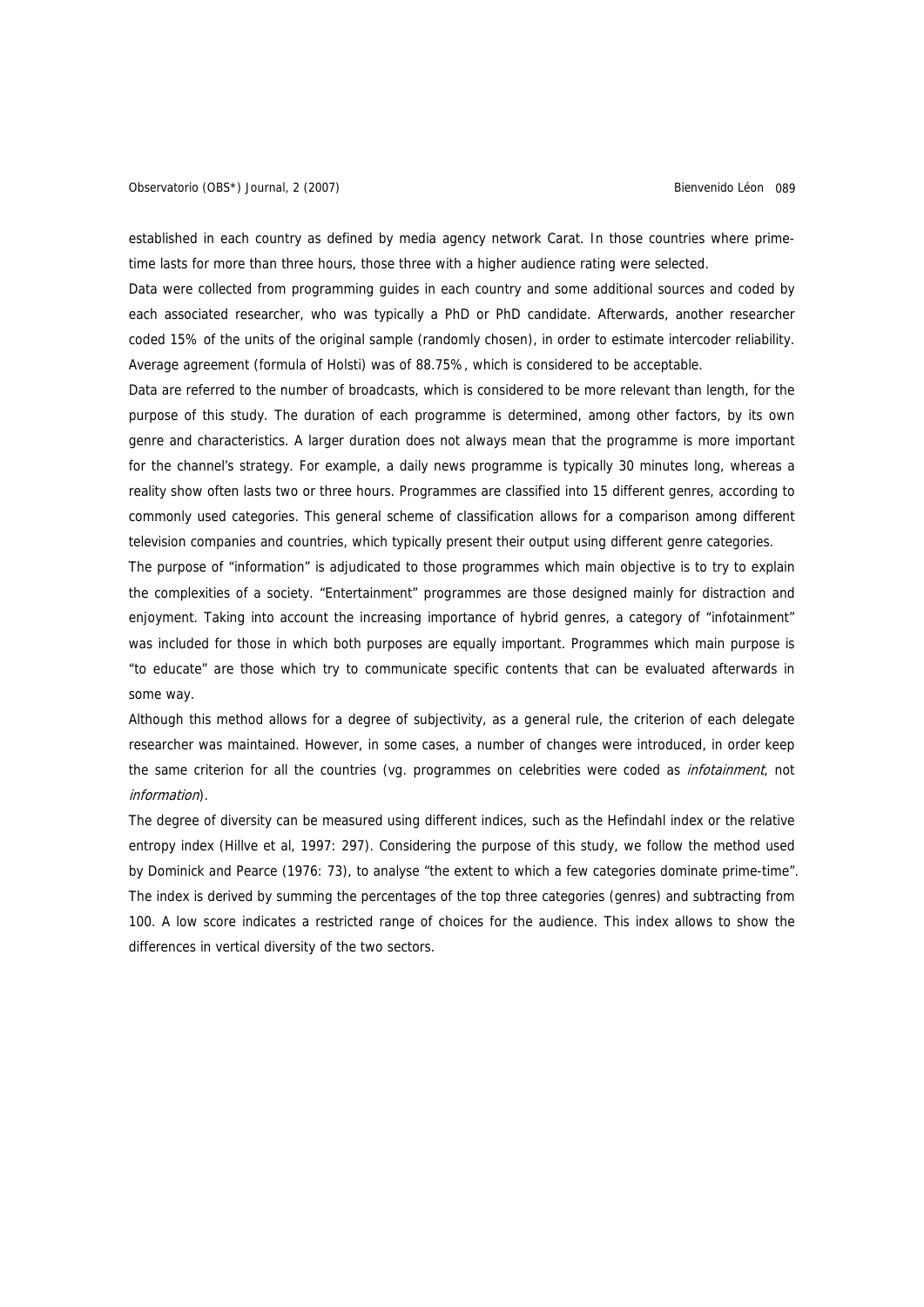established in each country as defined by media agency network Carat. In those countries where prime-time lasts for more than three hours, those three with a higher audience rating were selected.

Data were collected from programming guides in each country and some additional sources and coded by each associated researcher, who was typically a PhD or PhD candidate. Afterwards, another researcher coded 15% of the units of the original sample (randomly chosen), in order to estimate intercoder reliability. Average agreement (formula of Holsti) was of 88.75%, which is considered to be acceptable.

Data are referred to the number of broadcasts, which is considered to be more relevant than length, for the purpose of this study. The duration of each programme is determined, among other factors, by its own genre and characteristics. A larger duration does not always mean that the programme is more important for the channel's strategy. For example, a daily news programme is typically 30 minutes long, whereas a reality show often lasts two or three hours. Programmes are classified into 15 different genres, according to commonly used categories. This general scheme of classification allows for a comparison among different television companies and countries, which typically present their output using different genre categories.

The purpose of "information" is adjudicated to those programmes which main objective is to try to explain the complexities of a society. "Entertainment" programmes are those designed mainly for distraction and enjoyment. Taking into account the increasing importance of hybrid genres, a category of "infotainment" was included for those in which both purposes are equally important. Programmes which main purpose is "to educate" are those which try to communicate specific contents that can be evaluated afterwards in some way.

Although this method allows for a degree of subjectivity, as a general rule, the criterion of each delegate researcher was maintained. However, in some cases, a number of changes were introduced, in order keep the same criterion for all the countries (vg. programmes on celebrities were coded as *infotainment*, not *information*).

The degree of diversity can be measured using different indices, such as the Hefindahl index or the relative entropy index (Hillve et al, 1997: 297). Considering the purpose of this study, we follow the method used by Dominick and Pearce (1976: 73), to analyse "the extent to which a few categories dominate prime-time". The index is derived by summing the percentages of the top three categories (genres) and subtracting from 100. A low score indicates a restricted range of choices for the audience. This index allows to show the differences in vertical diversity of the two sectors.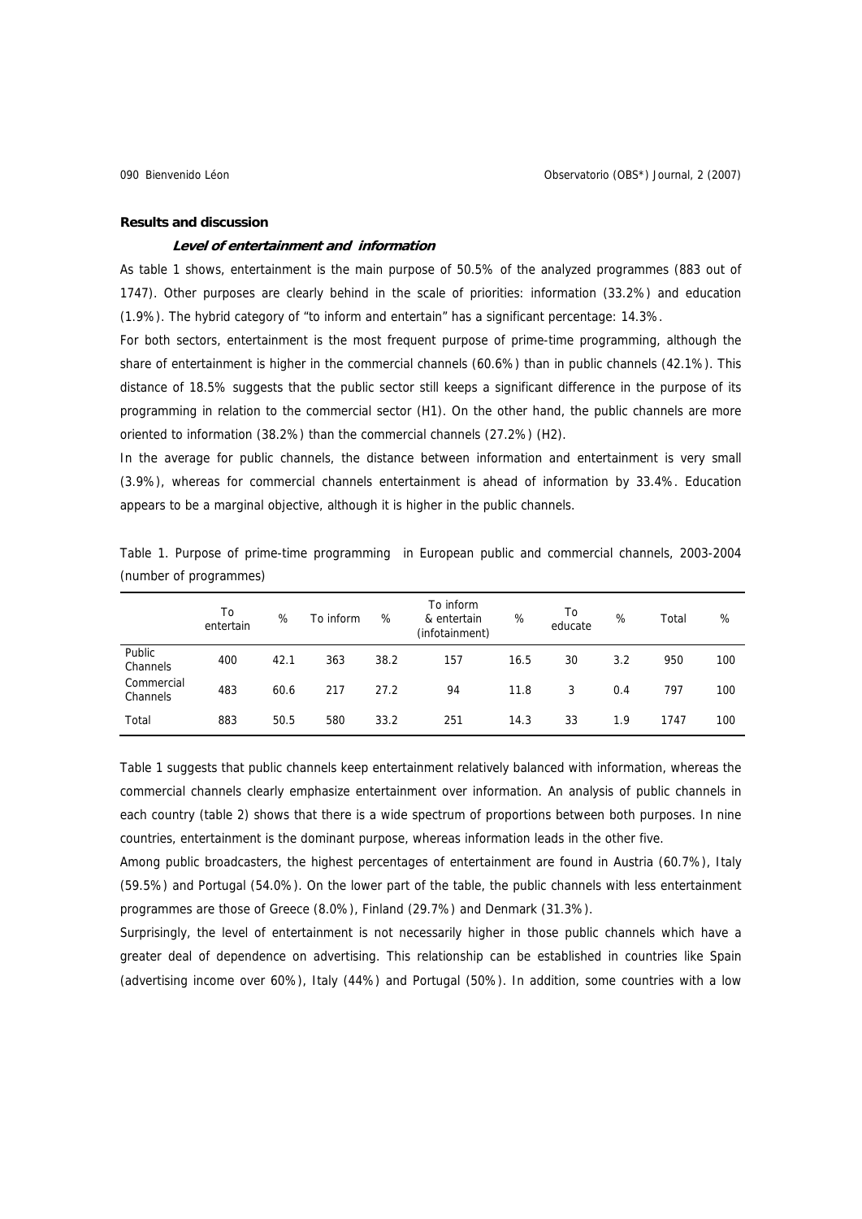**Results and discussion**

***Level of entertainment and information***

As table 1 shows, entertainment is the main purpose of 50.5% of the analyzed programmes (883 out of 1747). Other purposes are clearly behind in the scale of priorities: information (33.2%) and education (1.9%). The hybrid category of "to inform and entertain" has a significant percentage: 14.3%.

For both sectors, entertainment is the most frequent purpose of prime-time programming, although the share of entertainment is higher in the commercial channels (60.6%) than in public channels (42.1%). This distance of 18.5% suggests that the public sector still keeps a significant difference in the purpose of its programming in relation to the commercial sector (H1). On the other hand, the public channels are more oriented to information (38.2%) than the commercial channels (27.2%) (H2).

In the average for public channels, the distance between information and entertainment is very small (3.9%), whereas for commercial channels entertainment is ahead of information by 33.4%. Education appears to be a marginal objective, although it is higher in the public channels.

Table 1. Purpose of prime-time programming in European public and commercial channels, 2003-2004 (number of programmes)

| | To entertain | % | To inform | % | To inform & entertain (infotainment) | % | To educate | % | Total | % |
|---|---|---|---|---|---|---|---|---|---|---|
| Public Channels | 400 | 42.1 | 363 | 38.2 | 157 | 16.5 | 30 | 3.2 | 950 | 100 |
| Commercial Channels | 483 | 60.6 | 217 | 27.2 | 94 | 11.8 | 3 | 0.4 | 797 | 100 |
| Total | 883 | 50.5 | 580 | 33.2 | 251 | 14.3 | 33 | 1.9 | 1747 | 100 |

Table 1 suggests that public channels keep entertainment relatively balanced with information, whereas the commercial channels clearly emphasize entertainment over information. An analysis of public channels in each country (table 2) shows that there is a wide spectrum of proportions between both purposes. In nine countries, entertainment is the dominant purpose, whereas information leads in the other five.

Among public broadcasters, the highest percentages of entertainment are found in Austria (60.7%), Italy (59.5%) and Portugal (54.0%). On the lower part of the table, the public channels with less entertainment programmes are those of Greece (8.0%), Finland (29.7%) and Denmark (31.3%).

Surprisingly, the level of entertainment is not necessarily higher in those public channels which have a greater deal of dependence on advertising. This relationship can be established in countries like Spain (advertising income over 60%), Italy (44%) and Portugal (50%). In addition, some countries with a low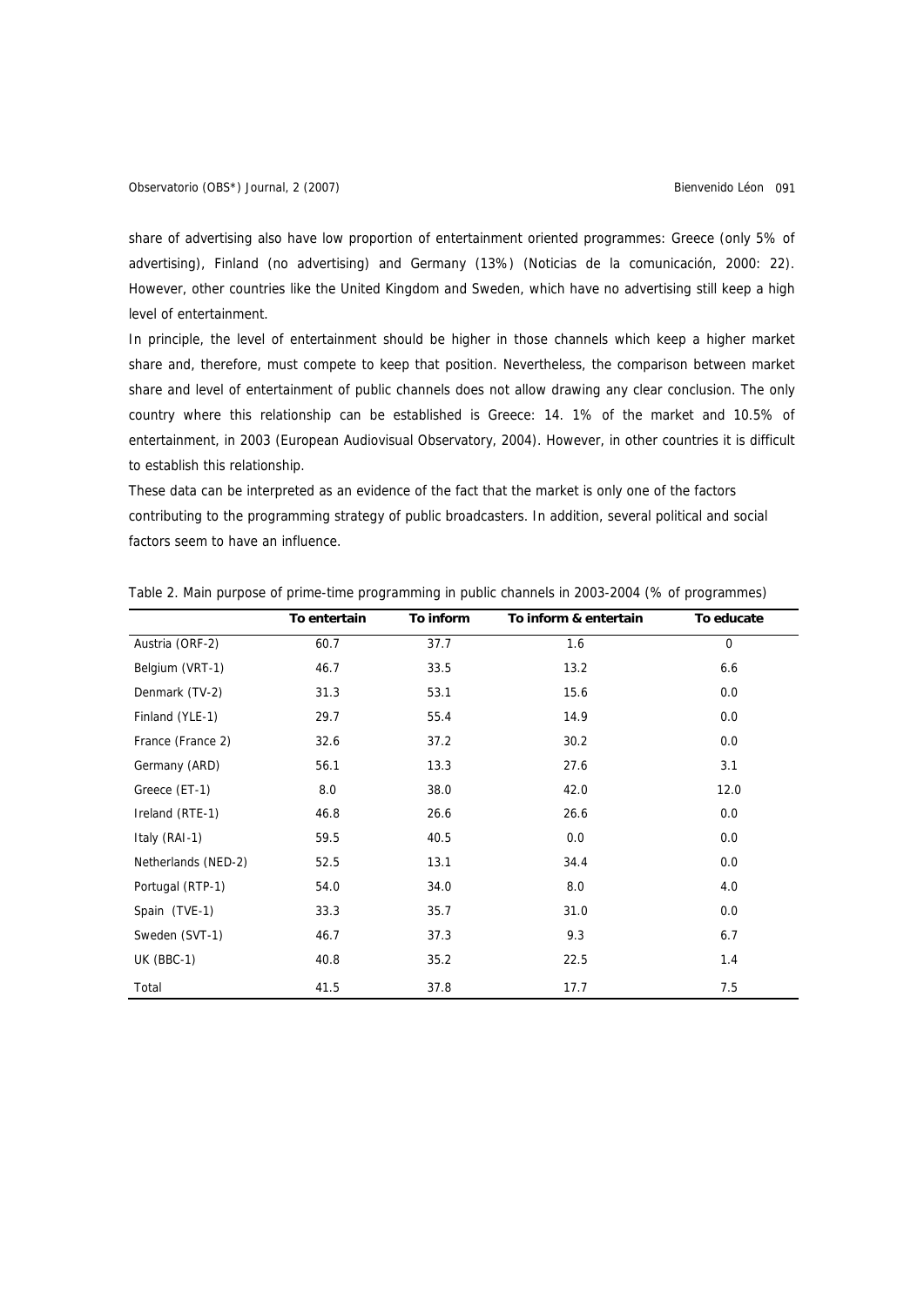share of advertising also have low proportion of entertainment oriented programmes: Greece (only 5% of advertising), Finland (no advertising) and Germany (13%) (Noticias de la comunicación, 2000: 22). However, other countries like the United Kingdom and Sweden, which have no advertising still keep a high level of entertainment.

In principle, the level of entertainment should be higher in those channels which keep a higher market share and, therefore, must compete to keep that position. Nevertheless, the comparison between market share and level of entertainment of public channels does not allow drawing any clear conclusion. The only country where this relationship can be established is Greece: 14. 1% of the market and 10.5% of entertainment, in 2003 (European Audiovisual Observatory, 2004). However, in other countries it is difficult to establish this relationship.

These data can be interpreted as an evidence of the fact that the market is only one of the factors contributing to the programming strategy of public broadcasters. In addition, several political and social factors seem to have an influence.

Table 2. Main purpose of prime-time programming in public channels in 2003-2004 (% of programmes)

| | To entertain | To inform | To inform & entertain | To educate |
|---|---|---|---|---|
| Austria (ORF-2) | 60.7 | 37.7 | 1.6 | 0 |
| Belgium (VRT-1) | 46.7 | 33.5 | 13.2 | 6.6 |
| Denmark (TV-2) | 31.3 | 53.1 | 15.6 | 0.0 |
| Finland (YLE-1) | 29.7 | 55.4 | 14.9 | 0.0 |
| France (France 2) | 32.6 | 37.2 | 30.2 | 0.0 |
| Germany (ARD) | 56.1 | 13.3 | 27.6 | 3.1 |
| Greece (ET-1) | 8.0 | 38.0 | 42.0 | 12.0 |
| Ireland (RTE-1) | 46.8 | 26.6 | 26.6 | 0.0 |
| Italy (RAI-1) | 59.5 | 40.5 | 0.0 | 0.0 |
| Netherlands (NED-2) | 52.5 | 13.1 | 34.4 | 0.0 |
| Portugal (RTP-1) | 54.0 | 34.0 | 8.0 | 4.0 |
| Spain (TVE-1) | 33.3 | 35.7 | 31.0 | 0.0 |
| Sweden (SVT-1) | 46.7 | 37.3 | 9.3 | 6.7 |
| UK (BBC-1) | 40.8 | 35.2 | 22.5 | 1.4 |
| Total | 41.5 | 37.8 | 17.7 | 7.5 |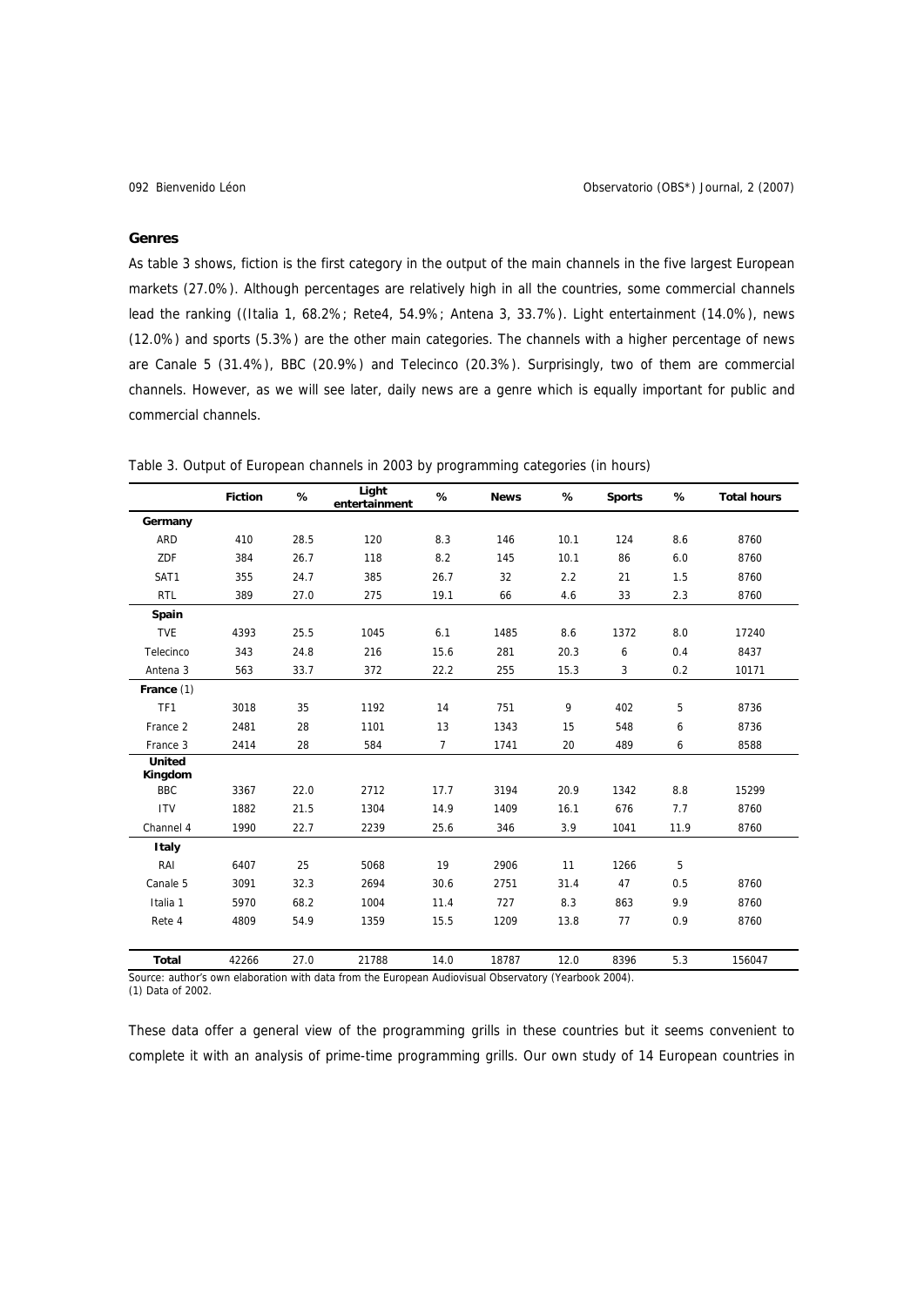### Genres

As table 3 shows, fiction is the first category in the output of the main channels in the five largest European markets (27.0%). Although percentages are relatively high in all the countries, some commercial channels lead the ranking ((Italia 1, 68.2%; Rete4, 54.9%; Antena 3, 33.7%). Light entertainment (14.0%), news (12.0%) and sports (5.3%) are the other main categories. The channels with a higher percentage of news are Canale 5 (31.4%), BBC (20.9%) and Telecinco (20.3%). Surprisingly, two of them are commercial channels. However, as we will see later, daily news are a genre which is equally important for public and commercial channels.

Table 3. Output of European channels in 2003 by programming categories (in hours)

| | Fiction | % | Light entertainment | % | News | % | Sports | % | Total hours |
|---|---|---|---|---|---|---|---|---|---|
| **Germany** | | | | | | | | | |
| ARD | 410 | 28.5 | 120 | 8.3 | 146 | 10.1 | 124 | 8.6 | 8760 |
| ZDF | 384 | 26.7 | 118 | 8.2 | 145 | 10.1 | 86 | 6.0 | 8760 |
| SAT1 | 355 | 24.7 | 385 | 26.7 | 32 | 2.2 | 21 | 1.5 | 8760 |
| RTL | 389 | 27.0 | 275 | 19.1 | 66 | 4.6 | 33 | 2.3 | 8760 |
| **Spain** | | | | | | | | | |
| TVE | 4393 | 25.5 | 1045 | 6.1 | 1485 | 8.6 | 1372 | 8.0 | 17240 |
| Telecinco | 343 | 24.8 | 216 | 15.6 | 281 | 20.3 | 6 | 0.4 | 8437 |
| Antena 3 | 563 | 33.7 | 372 | 22.2 | 255 | 15.3 | 3 | 0.2 | 10171 |
| **France** (1) | | | | | | | | | |
| TF1 | 3018 | 35 | 1192 | 14 | 751 | 9 | 402 | 5 | 8736 |
| France 2 | 2481 | 28 | 1101 | 13 | 1343 | 15 | 548 | 6 | 8736 |
| France 3 | 2414 | 28 | 584 | 7 | 1741 | 20 | 489 | 6 | 8588 |
| **United Kingdom** | | | | | | | | | |
| BBC | 3367 | 22.0 | 2712 | 17.7 | 3194 | 20.9 | 1342 | 8.8 | 15299 |
| ITV | 1882 | 21.5 | 1304 | 14.9 | 1409 | 16.1 | 676 | 7.7 | 8760 |
| Channel 4 | 1990 | 22.7 | 2239 | 25.6 | 346 | 3.9 | 1041 | 11.9 | 8760 |
| **Italy** | | | | | | | | | |
| RAI | 6407 | 25 | 5068 | 19 | 2906 | 11 | 1266 | 5 | |
| Canale 5 | 3091 | 32.3 | 2694 | 30.6 | 2751 | 31.4 | 47 | 0.5 | 8760 |
| Italia 1 | 5970 | 68.2 | 1004 | 11.4 | 727 | 8.3 | 863 | 9.9 | 8760 |
| Rete 4 | 4809 | 54.9 | 1359 | 15.5 | 1209 | 13.8 | 77 | 0.9 | 8760 |
| **Total** | 42266 | 27.0 | 21788 | 14.0 | 18787 | 12.0 | 8396 | 5.3 | 156047 |

Source: author's own elaboration with data from the European Audiovisual Observatory (Yearbook 2004).
(1) Data of 2002.

These data offer a general view of the programming grills in these countries but it seems convenient to complete it with an analysis of prime-time programming grills. Our own study of 14 European countries in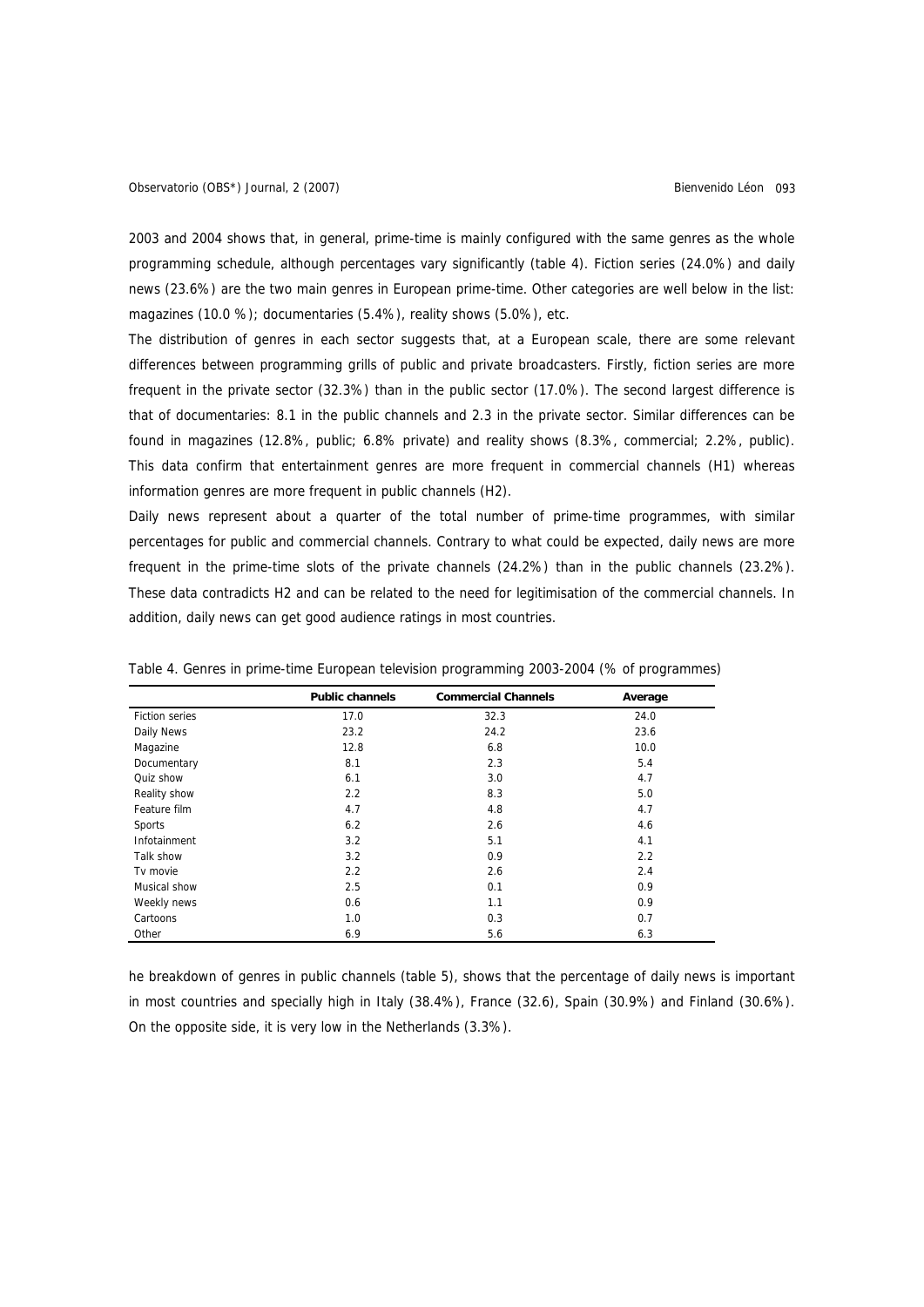2003 and 2004 shows that, in general, prime-time is mainly configured with the same genres as the whole programming schedule, although percentages vary significantly (table 4). Fiction series (24.0%) and daily news (23.6%) are the two main genres in European prime-time. Other categories are well below in the list: magazines (10.0 %); documentaries (5.4%), reality shows (5.0%), etc.

The distribution of genres in each sector suggests that, at a European scale, there are some relevant differences between programming grills of public and private broadcasters. Firstly, fiction series are more frequent in the private sector (32.3%) than in the public sector (17.0%). The second largest difference is that of documentaries: 8.1 in the public channels and 2.3 in the private sector. Similar differences can be found in magazines (12.8%, public; 6.8% private) and reality shows (8.3%, commercial; 2.2%, public). This data confirm that entertainment genres are more frequent in commercial channels (H1) whereas information genres are more frequent in public channels (H2).

Daily news represent about a quarter of the total number of prime-time programmes, with similar percentages for public and commercial channels. Contrary to what could be expected, daily news are more frequent in the prime-time slots of the private channels (24.2%) than in the public channels (23.2%). These data contradicts H2 and can be related to the need for legitimisation of the commercial channels. In addition, daily news can get good audience ratings in most countries.

Table 4. Genres in prime-time European television programming 2003-2004 (% of programmes)

| | Public channels | Commercial Channels | Average |
|---|---|---|---|
| Fiction series | 17.0 | 32.3 | 24.0 |
| Daily News | 23.2 | 24.2 | 23.6 |
| Magazine | 12.8 | 6.8 | 10.0 |
| Documentary | 8.1 | 2.3 | 5.4 |
| Quiz show | 6.1 | 3.0 | 4.7 |
| Reality show | 2.2 | 8.3 | 5.0 |
| Feature film | 4.7 | 4.8 | 4.7 |
| Sports | 6.2 | 2.6 | 4.6 |
| Infotainment | 3.2 | 5.1 | 4.1 |
| Talk show | 3.2 | 0.9 | 2.2 |
| Tv movie | 2.2 | 2.6 | 2.4 |
| Musical show | 2.5 | 0.1 | 0.9 |
| Weekly news | 0.6 | 1.1 | 0.9 |
| Cartoons | 1.0 | 0.3 | 0.7 |
| Other | 6.9 | 5.6 | 6.3 |

he breakdown of genres in public channels (table 5), shows that the percentage of daily news is important in most countries and specially high in Italy (38.4%), France (32.6), Spain (30.9%) and Finland (30.6%). On the opposite side, it is very low in the Netherlands (3.3%).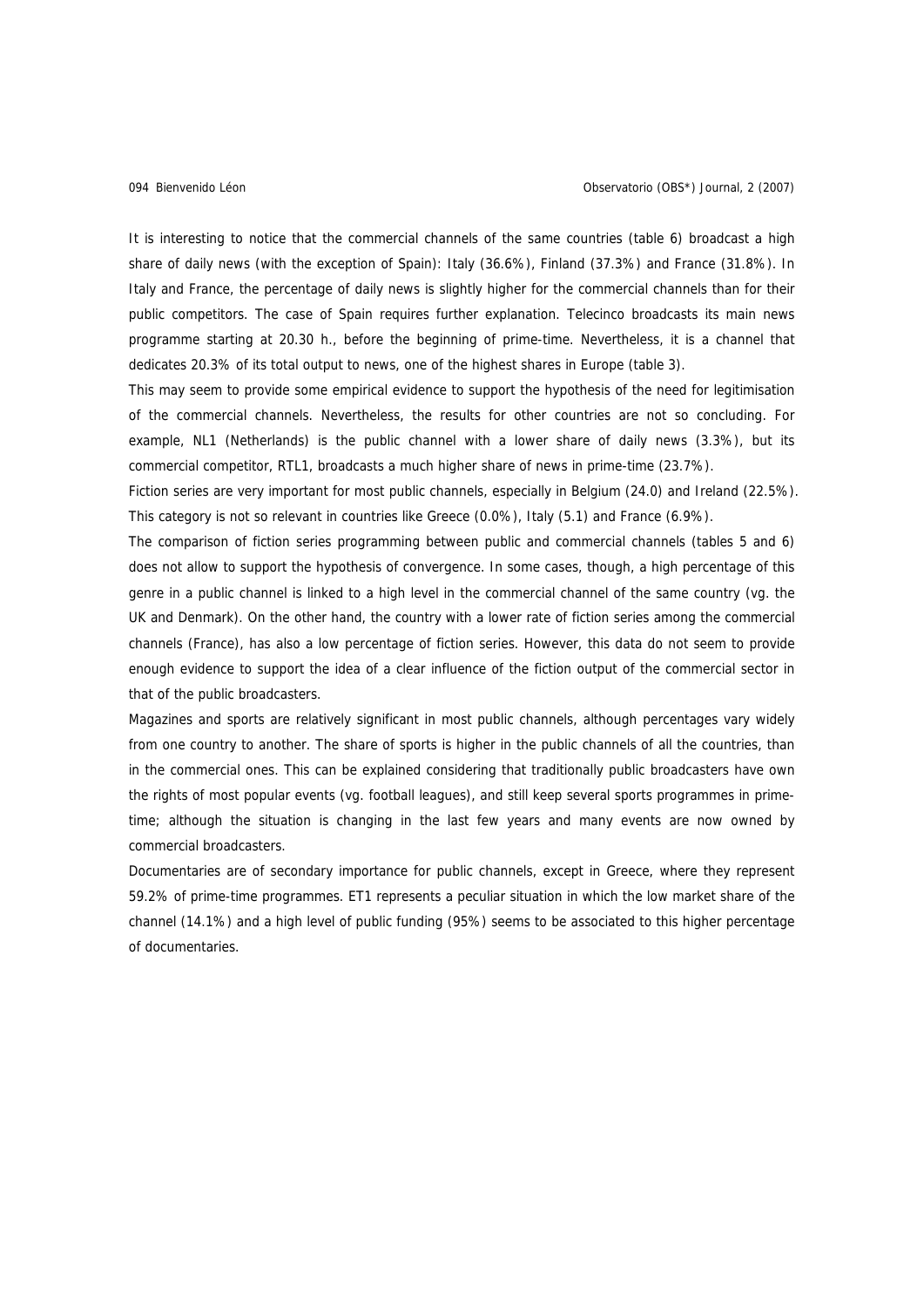It is interesting to notice that the commercial channels of the same countries (table 6) broadcast a high share of daily news (with the exception of Spain): Italy (36.6%), Finland (37.3%) and France (31.8%). In Italy and France, the percentage of daily news is slightly higher for the commercial channels than for their public competitors. The case of Spain requires further explanation. Telecinco broadcasts its main news programme starting at 20.30 h., before the beginning of prime-time. Nevertheless, it is a channel that dedicates 20.3% of its total output to news, one of the highest shares in Europe (table 3).

This may seem to provide some empirical evidence to support the hypothesis of the need for legitimisation of the commercial channels. Nevertheless, the results for other countries are not so concluding. For example, NL1 (Netherlands) is the public channel with a lower share of daily news (3.3%), but its commercial competitor, RTL1, broadcasts a much higher share of news in prime-time (23.7%).

Fiction series are very important for most public channels, especially in Belgium (24.0) and Ireland (22.5%). This category is not so relevant in countries like Greece (0.0%), Italy (5.1) and France (6.9%).

The comparison of fiction series programming between public and commercial channels (tables 5 and 6) does not allow to support the hypothesis of convergence. In some cases, though, a high percentage of this genre in a public channel is linked to a high level in the commercial channel of the same country (vg. the UK and Denmark). On the other hand, the country with a lower rate of fiction series among the commercial channels (France), has also a low percentage of fiction series. However, this data do not seem to provide enough evidence to support the idea of a clear influence of the fiction output of the commercial sector in that of the public broadcasters.

Magazines and sports are relatively significant in most public channels, although percentages vary widely from one country to another. The share of sports is higher in the public channels of all the countries, than in the commercial ones. This can be explained considering that traditionally public broadcasters have own the rights of most popular events (vg. football leagues), and still keep several sports programmes in prime-time; although the situation is changing in the last few years and many events are now owned by commercial broadcasters.

Documentaries are of secondary importance for public channels, except in Greece, where they represent 59.2% of prime-time programmes. ET1 represents a peculiar situation in which the low market share of the channel (14.1%) and a high level of public funding (95%) seems to be associated to this higher percentage of documentaries.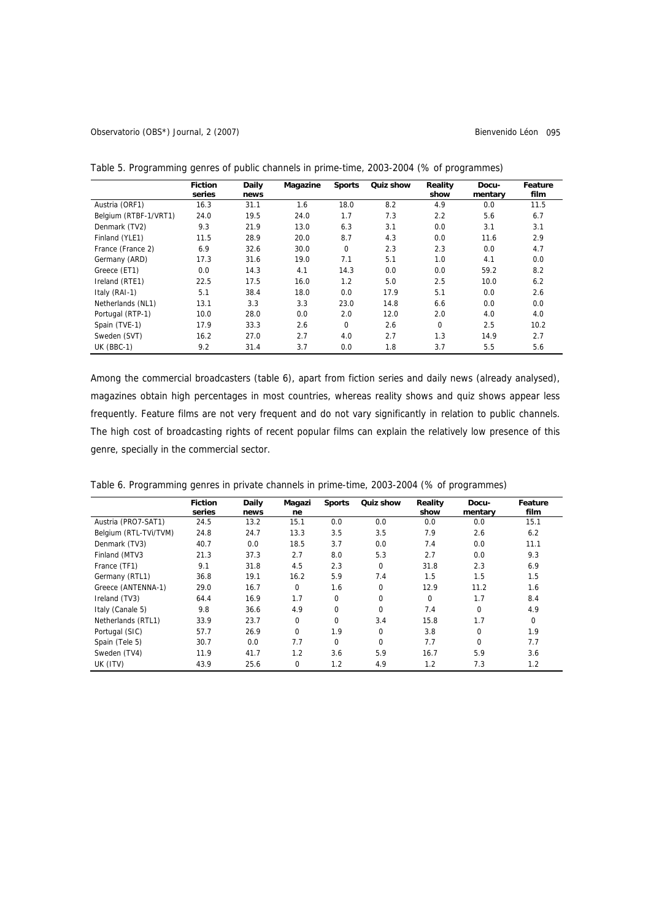Table 5. Programming genres of public channels in prime-time, 2003-2004 (% of programmes)

| | Fiction series | Daily news | Magazine | Sports | Quiz show | Reality show | Docu-mentary | Feature film |
|---|---|---|---|---|---|---|---|---|
| Austria (ORF1) | 16.3 | 31.1 | 1.6 | 18.0 | 8.2 | 4.9 | 0.0 | 11.5 |
| Belgium (RTBF-1/VRT1) | 24.0 | 19.5 | 24.0 | 1.7 | 7.3 | 2.2 | 5.6 | 6.7 |
| Denmark (TV2) | 9.3 | 21.9 | 13.0 | 6.3 | 3.1 | 0.0 | 3.1 | 3.1 |
| Finland (YLE1) | 11.5 | 28.9 | 20.0 | 8.7 | 4.3 | 0.0 | 11.6 | 2.9 |
| France (France 2) | 6.9 | 32.6 | 30.0 | 0 | 2.3 | 2.3 | 0.0 | 4.7 |
| Germany (ARD) | 17.3 | 31.6 | 19.0 | 7.1 | 5.1 | 1.0 | 4.1 | 0.0 |
| Greece (ET1) | 0.0 | 14.3 | 4.1 | 14.3 | 0.0 | 0.0 | 59.2 | 8.2 |
| Ireland (RTE1) | 22.5 | 17.5 | 16.0 | 1.2 | 5.0 | 2.5 | 10.0 | 6.2 |
| Italy (RAI-1) | 5.1 | 38.4 | 18.0 | 0.0 | 17.9 | 5.1 | 0.0 | 2.6 |
| Netherlands (NL1) | 13.1 | 3.3 | 3.3 | 23.0 | 14.8 | 6.6 | 0.0 | 0.0 |
| Portugal (RTP-1) | 10.0 | 28.0 | 0.0 | 2.0 | 12.0 | 2.0 | 4.0 | 4.0 |
| Spain (TVE-1) | 17.9 | 33.3 | 2.6 | 0 | 2.6 | 0 | 2.5 | 10.2 |
| Sweden (SVT) | 16.2 | 27.0 | 2.7 | 4.0 | 2.7 | 1.3 | 14.9 | 2.7 |
| UK (BBC-1) | 9.2 | 31.4 | 3.7 | 0.0 | 1.8 | 3.7 | 5.5 | 5.6 |

Among the commercial broadcasters (table 6), apart from fiction series and daily news (already analysed), magazines obtain high percentages in most countries, whereas reality shows and quiz shows appear less frequently. Feature films are not very frequent and do not vary significantly in relation to public channels. The high cost of broadcasting rights of recent popular films can explain the relatively low presence of this genre, specially in the commercial sector.

Table 6. Programming genres in private channels in prime-time, 2003-2004 (% of programmes)

| | Fiction series | Daily news | Magazine | Sports | Quiz show | Reality show | Docu-mentary | Feature film |
|---|---|---|---|---|---|---|---|---|
| Austria (PRO7-SAT1) | 24.5 | 13.2 | 15.1 | 0.0 | 0.0 | 0.0 | 0.0 | 15.1 |
| Belgium (RTL-TVi/TVM) | 24.8 | 24.7 | 13.3 | 3.5 | 3.5 | 7.9 | 2.6 | 6.2 |
| Denmark (TV3) | 40.7 | 0.0 | 18.5 | 3.7 | 0.0 | 7.4 | 0.0 | 11.1 |
| Finland (MTV3 | 21.3 | 37.3 | 2.7 | 8.0 | 5.3 | 2.7 | 0.0 | 9.3 |
| France (TF1) | 9.1 | 31.8 | 4.5 | 2.3 | 0 | 31.8 | 2.3 | 6.9 |
| Germany (RTL1) | 36.8 | 19.1 | 16.2 | 5.9 | 7.4 | 1.5 | 1.5 | 1.5 |
| Greece (ANTENNA-1) | 29.0 | 16.7 | 0 | 1.6 | 0 | 12.9 | 11.2 | 1.6 |
| Ireland (TV3) | 64.4 | 16.9 | 1.7 | 0 | 0 | 0 | 1.7 | 8.4 |
| Italy (Canale 5) | 9.8 | 36.6 | 4.9 | 0 | 0 | 7.4 | 0 | 4.9 |
| Netherlands (RTL1) | 33.9 | 23.7 | 0 | 0 | 3.4 | 15.8 | 1.7 | 0 |
| Portugal (SIC) | 57.7 | 26.9 | 0 | 1.9 | 0 | 3.8 | 0 | 1.9 |
| Spain (Tele 5) | 30.7 | 0.0 | 7.7 | 0 | 0 | 7.7 | 0 | 7.7 |
| Sweden (TV4) | 11.9 | 41.7 | 1.2 | 3.6 | 5.9 | 16.7 | 5.9 | 3.6 |
| UK (ITV) | 43.9 | 25.6 | 0 | 1.2 | 4.9 | 1.2 | 7.3 | 1.2 |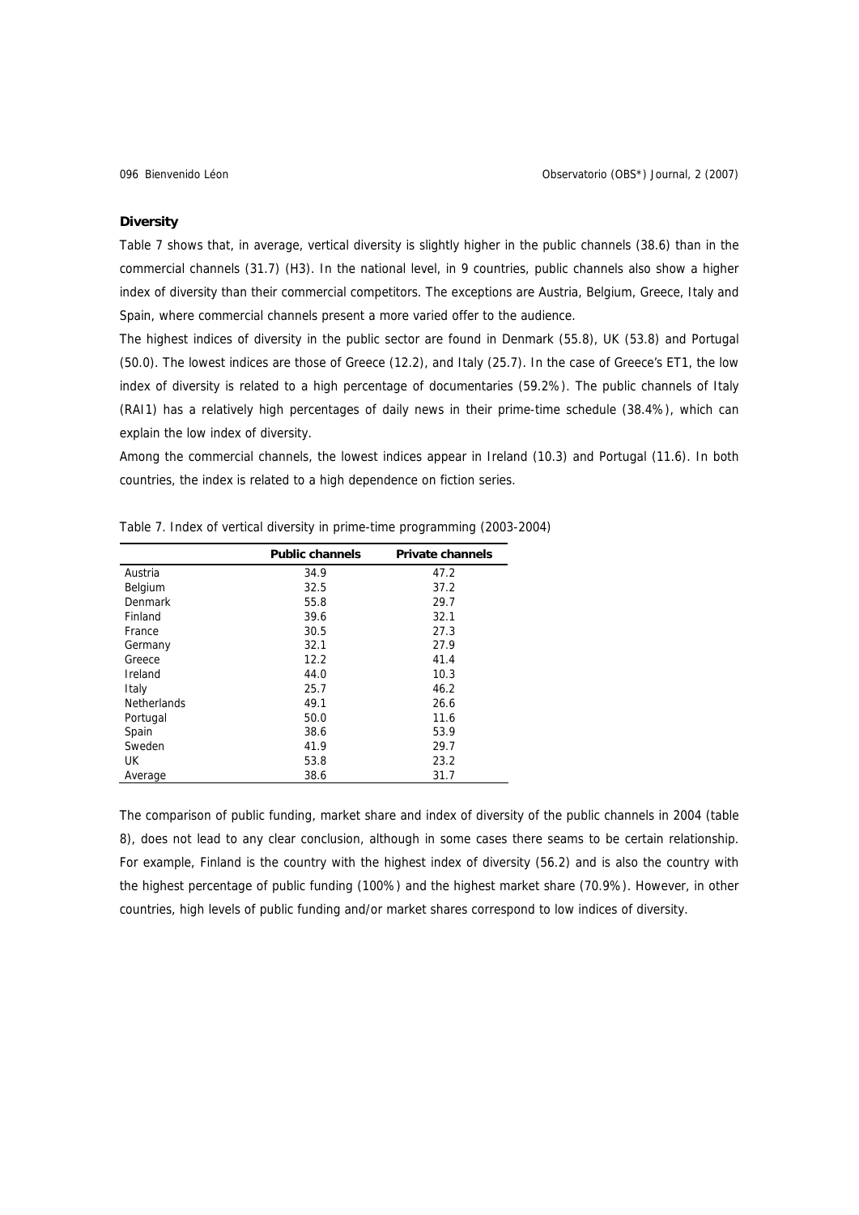**Diversity**

Table 7 shows that, in average, vertical diversity is slightly higher in the public channels (38.6) than in the commercial channels (31.7) (H3). In the national level, in 9 countries, public channels also show a higher index of diversity than their commercial competitors. The exceptions are Austria, Belgium, Greece, Italy and Spain, where commercial channels present a more varied offer to the audience.

The highest indices of diversity in the public sector are found in Denmark (55.8), UK (53.8) and Portugal (50.0). The lowest indices are those of Greece (12.2), and Italy (25.7). In the case of Greece's ET1, the low index of diversity is related to a high percentage of documentaries (59.2%). The public channels of Italy (RAI1) has a relatively high percentages of daily news in their prime-time schedule (38.4%), which can explain the low index of diversity.

Among the commercial channels, the lowest indices appear in Ireland (10.3) and Portugal (11.6). In both countries, the index is related to a high dependence on fiction series.

Table 7. Index of vertical diversity in prime-time programming (2003-2004)

| | **Public channels** | **Private channels** |
|---|---|---|
| Austria | 34.9 | 47.2 |
| Belgium | 32.5 | 37.2 |
| Denmark | 55.8 | 29.7 |
| Finland | 39.6 | 32.1 |
| France | 30.5 | 27.3 |
| Germany | 32.1 | 27.9 |
| Greece | 12.2 | 41.4 |
| Ireland | 44.0 | 10.3 |
| Italy | 25.7 | 46.2 |
| Netherlands | 49.1 | 26.6 |
| Portugal | 50.0 | 11.6 |
| Spain | 38.6 | 53.9 |
| Sweden | 41.9 | 29.7 |
| UK | 53.8 | 23.2 |
| Average | 38.6 | 31.7 |

The comparison of public funding, market share and index of diversity of the public channels in 2004 (table 8), does not lead to any clear conclusion, although in some cases there seams to be certain relationship. For example, Finland is the country with the highest index of diversity (56.2) and is also the country with the highest percentage of public funding (100%) and the highest market share (70.9%). However, in other countries, high levels of public funding and/or market shares correspond to low indices of diversity.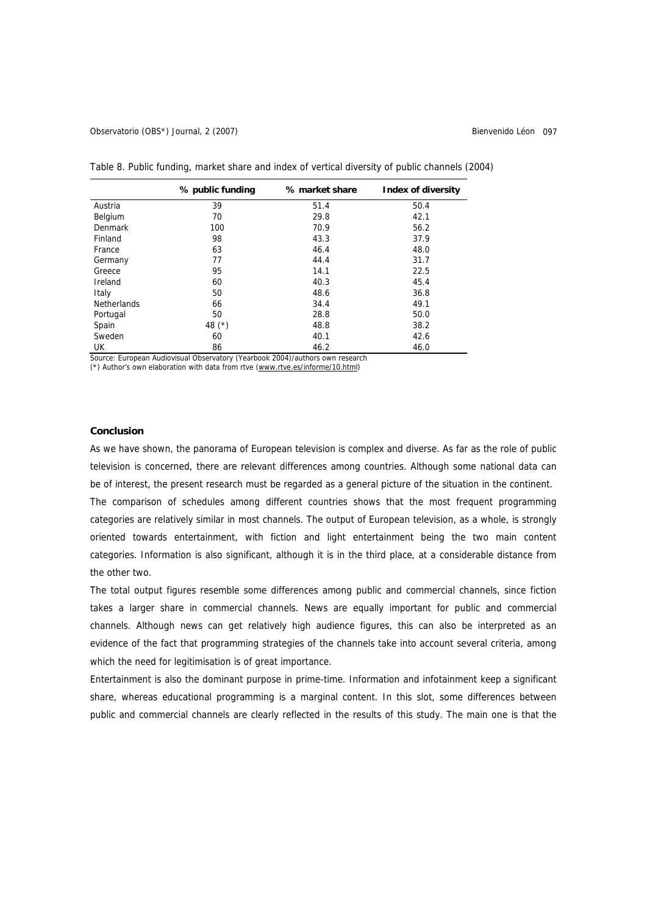Table 8. Public funding, market share and index of vertical diversity of public channels (2004)

| | % public funding | % market share | Index of diversity |
|---|---|---|---|
| Austria | 39 | 51.4 | 50.4 |
| Belgium | 70 | 29.8 | 42.1 |
| Denmark | 100 | 70.9 | 56.2 |
| Finland | 98 | 43.3 | 37.9 |
| France | 63 | 46.4 | 48.0 |
| Germany | 77 | 44.4 | 31.7 |
| Greece | 95 | 14.1 | 22.5 |
| Ireland | 60 | 40.3 | 45.4 |
| Italy | 50 | 48.6 | 36.8 |
| Netherlands | 66 | 34.4 | 49.1 |
| Portugal | 50 | 28.8 | 50.0 |
| Spain | 48 (*) | 48.8 | 38.2 |
| Sweden | 60 | 40.1 | 42.6 |
| UK | 86 | 46.2 | 46.0 |

Source: European Audiovisual Observatory (Yearbook 2004)/authors own research
(*) Author's own elaboration with data from rtve (www.rtve.es/informe/10.html)

**Conclusion**

As we have shown, the panorama of European television is complex and diverse. As far as the role of public television is concerned, there are relevant differences among countries. Although some national data can be of interest, the present research must be regarded as a general picture of the situation in the continent.

The comparison of schedules among different countries shows that the most frequent programming categories are relatively similar in most channels. The output of European television, as a whole, is strongly oriented towards entertainment, with fiction and light entertainment being the two main content categories. Information is also significant, although it is in the third place, at a considerable distance from the other two.

The total output figures resemble some differences among public and commercial channels, since fiction takes a larger share in commercial channels. News are equally important for public and commercial channels. Although news can get relatively high audience figures, this can also be interpreted as an evidence of the fact that programming strategies of the channels take into account several criteria, among which the need for legitimisation is of great importance.

Entertainment is also the dominant purpose in prime-time. Information and infotainment keep a significant share, whereas educational programming is a marginal content. In this slot, some differences between public and commercial channels are clearly reflected in the results of this study. The main one is that the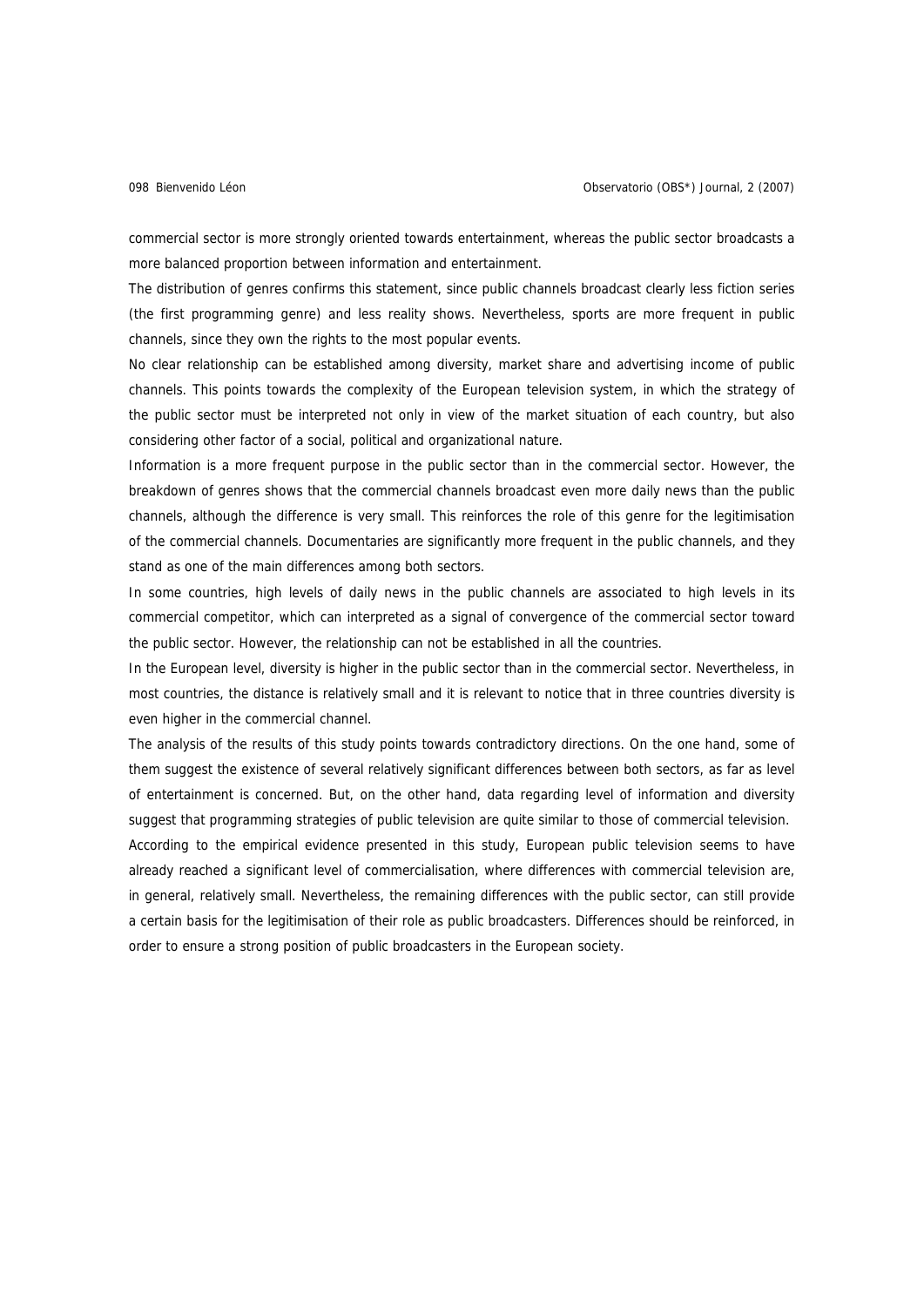commercial sector is more strongly oriented towards entertainment, whereas the public sector broadcasts a more balanced proportion between information and entertainment.

The distribution of genres confirms this statement, since public channels broadcast clearly less fiction series (the first programming genre) and less reality shows. Nevertheless, sports are more frequent in public channels, since they own the rights to the most popular events.

No clear relationship can be established among diversity, market share and advertising income of public channels. This points towards the complexity of the European television system, in which the strategy of the public sector must be interpreted not only in view of the market situation of each country, but also considering other factor of a social, political and organizational nature.

Information is a more frequent purpose in the public sector than in the commercial sector. However, the breakdown of genres shows that the commercial channels broadcast even more daily news than the public channels, although the difference is very small. This reinforces the role of this genre for the legitimisation of the commercial channels. Documentaries are significantly more frequent in the public channels, and they stand as one of the main differences among both sectors.

In some countries, high levels of daily news in the public channels are associated to high levels in its commercial competitor, which can interpreted as a signal of convergence of the commercial sector toward the public sector. However, the relationship can not be established in all the countries.

In the European level, diversity is higher in the public sector than in the commercial sector. Nevertheless, in most countries, the distance is relatively small and it is relevant to notice that in three countries diversity is even higher in the commercial channel.

The analysis of the results of this study points towards contradictory directions. On the one hand, some of them suggest the existence of several relatively significant differences between both sectors, as far as level of entertainment is concerned. But, on the other hand, data regarding level of information and diversity suggest that programming strategies of public television are quite similar to those of commercial television.

According to the empirical evidence presented in this study, European public television seems to have already reached a significant level of commercialisation, where differences with commercial television are, in general, relatively small. Nevertheless, the remaining differences with the public sector, can still provide a certain basis for the legitimisation of their role as public broadcasters. Differences should be reinforced, in order to ensure a strong position of public broadcasters in the European society.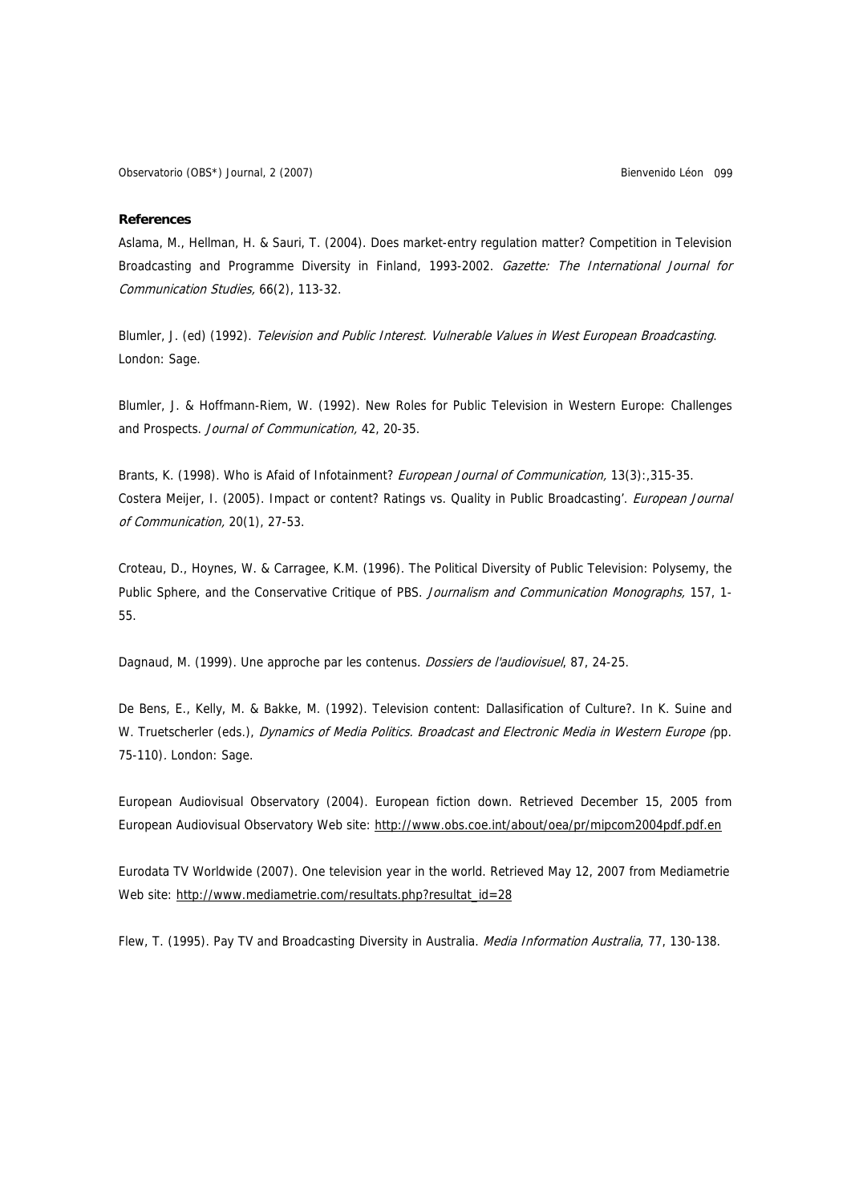**References**

Aslama, M., Hellman, H. & Sauri, T. (2004). Does market-entry regulation matter? Competition in Television Broadcasting and Programme Diversity in Finland, 1993-2002. *Gazette: The International Journal for Communication Studies,* 66(2), 113-32.

Blumler, J. (ed) (1992). *Television and Public Interest. Vulnerable Values in West European Broadcasting*. London: Sage.

Blumler, J. & Hoffmann-Riem, W. (1992). New Roles for Public Television in Western Europe: Challenges and Prospects. *Journal of Communication,* 42, 20-35.

Brants, K. (1998). Who is Afaid of Infotainment? *European Journal of Communication,* 13(3):,315-35.
Costera Meijer, I. (2005). Impact or content? Ratings vs. Quality in Public Broadcasting'. *European Journal of Communication,* 20(1), 27-53.

Croteau, D., Hoynes, W. & Carragee, K.M. (1996). The Political Diversity of Public Television: Polysemy, the Public Sphere, and the Conservative Critique of PBS. *Journalism and Communication Monographs,* 157, 1-55.

Dagnaud, M. (1999). Une approche par les contenus. *Dossiers de l'audiovisuel*, 87, 24-25.

De Bens, E., Kelly, M. & Bakke, M. (1992). Television content: Dallasification of Culture?. In K. Suine and W. Truetscherler (eds.), *Dynamics of Media Politics. Broadcast and Electronic Media in Western Europe (*pp. 75-110). London: Sage.

European Audiovisual Observatory (2004). European fiction down. Retrieved December 15, 2005 from European Audiovisual Observatory Web site: http://www.obs.coe.int/about/oea/pr/mipcom2004pdf.pdf.en

Eurodata TV Worldwide (2007). One television year in the world. Retrieved May 12, 2007 from Mediametrie Web site: http://www.mediametrie.com/resultats.php?resultat_id=28

Flew, T. (1995). Pay TV and Broadcasting Diversity in Australia. *Media Information Australia*, 77, 130-138.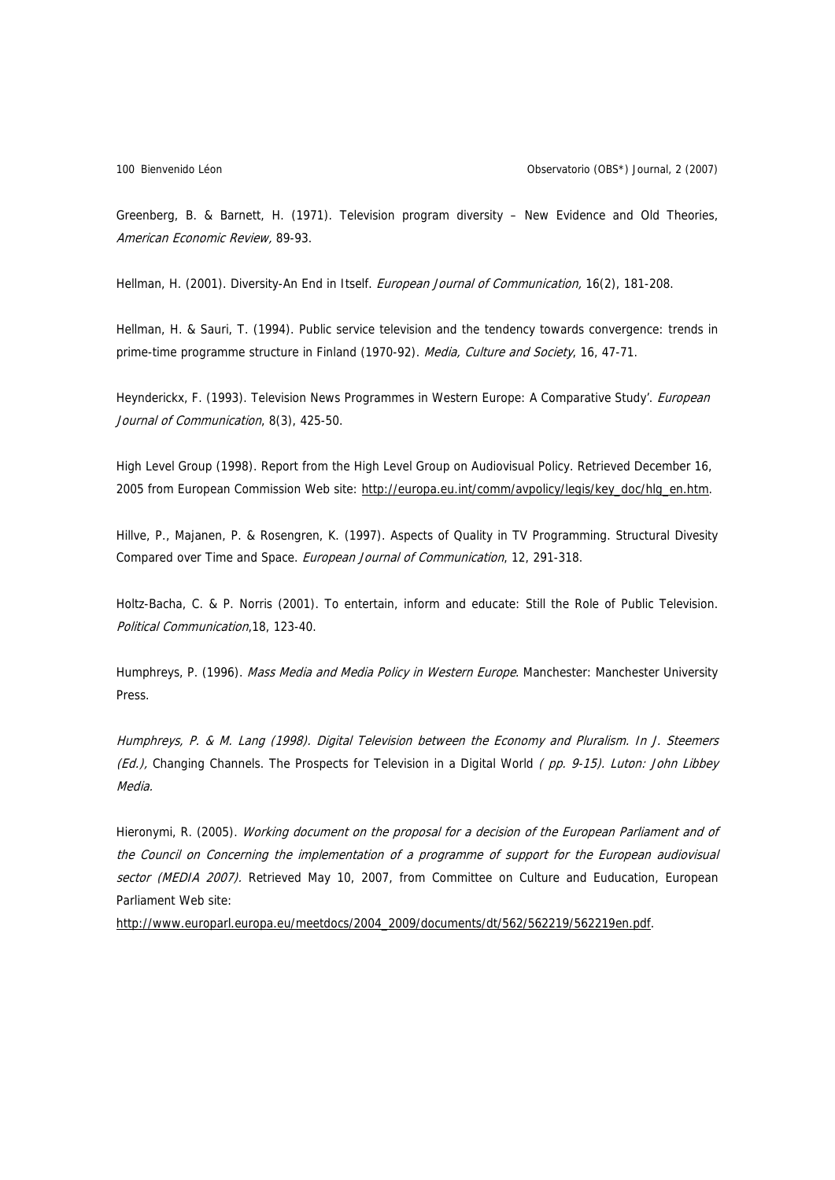Greenberg, B. & Barnett, H. (1971). Television program diversity – New Evidence and Old Theories, *American Economic Review,* 89-93.

Hellman, H. (2001). Diversity-An End in Itself. *European Journal of Communication,* 16(2), 181-208.

Hellman, H. & Sauri, T. (1994). Public service television and the tendency towards convergence: trends in prime-time programme structure in Finland (1970-92). *Media, Culture and Society*, 16, 47-71.

Heynderickx, F. (1993). Television News Programmes in Western Europe: A Comparative Study'. *European Journal of Communication*, 8(3), 425-50.

High Level Group (1998). Report from the High Level Group on Audiovisual Policy. Retrieved December 16, 2005 from European Commission Web site: http://europa.eu.int/comm/avpolicy/legis/key_doc/hlg_en.htm.

Hillve, P., Majanen, P. & Rosengren, K. (1997). Aspects of Quality in TV Programming. Structural Divesity Compared over Time and Space. *European Journal of Communication*, 12, 291-318.

Holtz-Bacha, C. & P. Norris (2001). To entertain, inform and educate: Still the Role of Public Television. *Political Communication*,18, 123-40.

Humphreys, P. (1996). *Mass Media and Media Policy in Western Europe*. Manchester: Manchester University Press.

*Humphreys, P. & M. Lang (1998). Digital Television between the Economy and Pluralism. In J. Steemers (Ed.),* Changing Channels. The Prospects for Television in a Digital World *( pp. 9-15). Luton: John Libbey Media.*

Hieronymi, R. (2005). *Working document on the proposal for a decision of the European Parliament and of the Council on Concerning the implementation of a programme of support for the European audiovisual sector (MEDIA 2007).* Retrieved May 10, 2007, from Committee on Culture and Euducation, European Parliament Web site:
http://www.europarl.europa.eu/meetdocs/2004_2009/documents/dt/562/562219/562219en.pdf.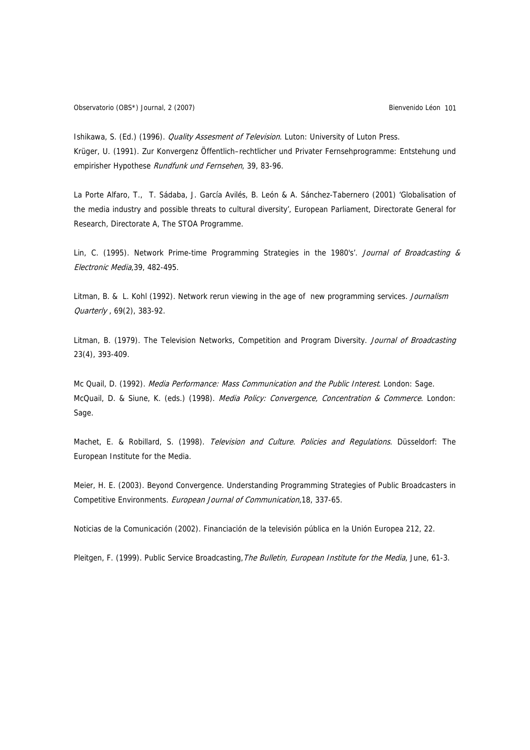Ishikawa, S. (Ed.) (1996). *Quality Assesment of Television*. Luton: University of Luton Press.
Krüger, U. (1991). Zur Konvergenz Öffentlich–rechtlicher und Privater Fernsehprogramme: Entstehung und empirisher Hypothese *Rundfunk und Fernsehen*, 39, 83-96.

La Porte Alfaro, T., T. Sádaba, J. García Avilés, B. León & A. Sánchez-Tabernero (2001) 'Globalisation of the media industry and possible threats to cultural diversity', European Parliament, Directorate General for Research, Directorate A, The STOA Programme.

Lin, C. (1995). Network Prime-time Programming Strategies in the 1980's'. *Journal of Broadcasting & Electronic Media*,39, 482-495.

Litman, B. & L. Kohl (1992). Network rerun viewing in the age of new programming services. *Journalism Quarterly* , 69(2), 383-92.

Litman, B. (1979). The Television Networks, Competition and Program Diversity. *Journal of Broadcasting* 23(4), 393-409.

Mc Quail, D. (1992). *Media Performance: Mass Communication and the Public Interest*. London: Sage.
McQuail, D. & Siune, K. (eds.) (1998). *Media Policy: Convergence, Concentration & Commerce*. London: Sage.

Machet, E. & Robillard, S. (1998). *Television and Culture. Policies and Regulations*. Düsseldorf: The European Institute for the Media.

Meier, H. E. (2003). Beyond Convergence. Understanding Programming Strategies of Public Broadcasters in Competitive Environments. *European Journal of Communication*,18, 337-65.

Noticias de la Comunicación (2002). Financiación de la televisión pública en la Unión Europea 212, 22.

Pleitgen, F. (1999). Public Service Broadcasting,*The Bulletin, European Institute for the Media*, June, 61-3.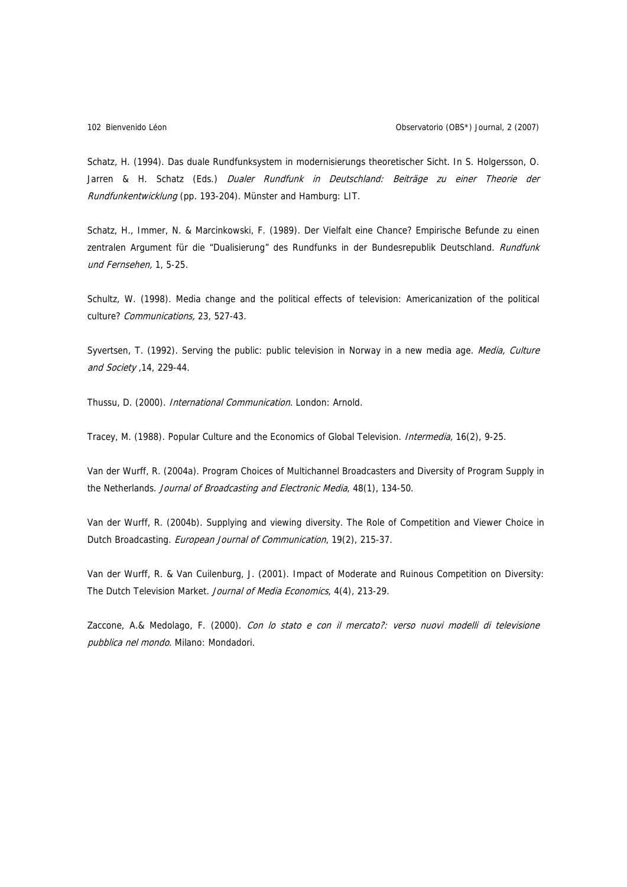Schatz, H. (1994). Das duale Rundfunksystem in modernisierungs theoretischer Sicht. In S. Holgersson, O. Jarren & H. Schatz (Eds.) *Dualer Rundfunk in Deutschland: Beiträge zu einer Theorie der Rundfunkentwicklung* (pp. 193-204). Münster and Hamburg: LIT.

Schatz, H., Immer, N. & Marcinkowski, F. (1989). Der Vielfalt eine Chance? Empirische Befunde zu einen zentralen Argument für die "Dualisierung" des Rundfunks in der Bundesrepublik Deutschland. *Rundfunk und Fernsehen,* 1, 5-25.

Schultz, W. (1998). Media change and the political effects of television: Americanization of the political culture? *Communications,* 23, 527-43.

Syvertsen, T. (1992). Serving the public: public television in Norway in a new media age. *Media, Culture and Society* ,14, 229-44.

Thussu, D. (2000). *International Communication*. London: Arnold.

Tracey, M. (1988). Popular Culture and the Economics of Global Television. *Intermedia,* 16(2), 9-25.

Van der Wurff, R. (2004a). Program Choices of Multichannel Broadcasters and Diversity of Program Supply in the Netherlands. *Journal of Broadcasting and Electronic Media*, 48(1), 134-50.

Van der Wurff, R. (2004b). Supplying and viewing diversity. The Role of Competition and Viewer Choice in Dutch Broadcasting. *European Journal of Communication*, 19(2), 215-37.

Van der Wurff, R. & Van Cuilenburg, J. (2001). Impact of Moderate and Ruinous Competition on Diversity: The Dutch Television Market. *Journal of Media Economics*, 4(4), 213-29.

Zaccone, A.& Medolago, F. (2000). *Con lo stato e con il mercato?: verso nuovi modelli di televisione pubblica nel mondo*. Milano: Mondadori.